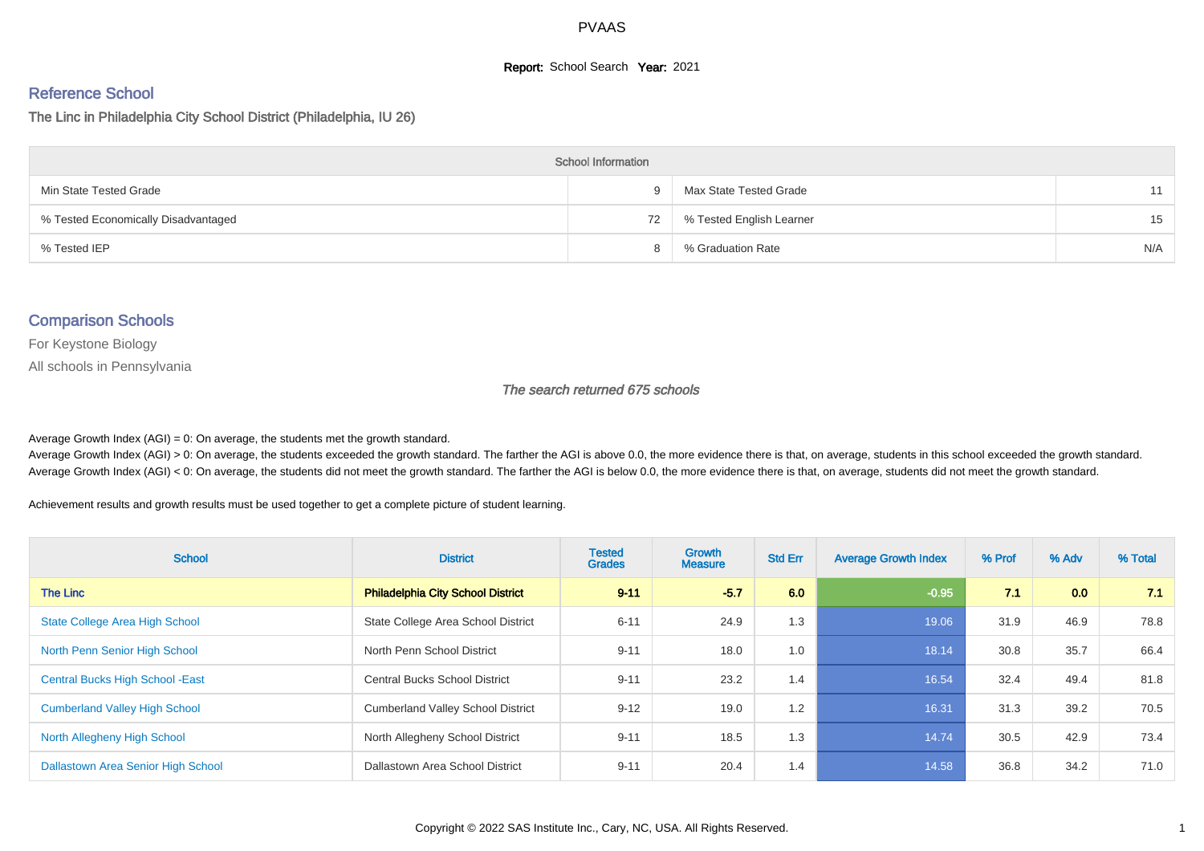# PVAAS

**Report:** School Search **Year:** 2021

## Reference School

### The Linc in Philadelphia City School District (Philadelphia, IU 26)

| School Information | | | |
|---|---|---|---|
| Min State Tested Grade | 9 | Max State Tested Grade | 11 |
| % Tested Economically Disadvantaged | 72 | % Tested English Learner | 15 |
| % Tested IEP | 8 | % Graduation Rate | N/A |

## Comparison Schools

For Keystone Biology

All schools in Pennsylvania

*The search returned 675 schools*

Average Growth Index (AGI) = 0: On average, the students met the growth standard.

Average Growth Index (AGI) > 0: On average, the students exceeded the growth standard. The farther the AGI is above 0.0, the more evidence there is that, on average, students in this school exceeded the growth standard.

Average Growth Index (AGI) < 0: On average, the students did not meet the growth standard. The farther the AGI is below 0.0, the more evidence there is that, on average, students did not meet the growth standard.

Achievement results and growth results must be used together to get a complete picture of student learning.

| School | District | Tested Grades | Growth Measure | Std Err | Average Growth Index | % Prof | % Adv | % Total |
|---|---|---|---|---|---|---|---|---|
| **The Linc** | **Philadelphia City School District** | **9-11** | **-5.7** | **6.0** | **-0.95** | **7.1** | **0.0** | **7.1** |
| State College Area High School | State College Area School District | 6-11 | 24.9 | 1.3 | 19.06 | 31.9 | 46.9 | 78.8 |
| North Penn Senior High School | North Penn School District | 9-11 | 18.0 | 1.0 | 18.14 | 30.8 | 35.7 | 66.4 |
| Central Bucks High School -East | Central Bucks School District | 9-11 | 23.2 | 1.4 | 16.54 | 32.4 | 49.4 | 81.8 |
| Cumberland Valley High School | Cumberland Valley School District | 9-12 | 19.0 | 1.2 | 16.31 | 31.3 | 39.2 | 70.5 |
| North Allegheny High School | North Allegheny School District | 9-11 | 18.5 | 1.3 | 14.74 | 30.5 | 42.9 | 73.4 |
| Dallastown Area Senior High School | Dallastown Area School District | 9-11 | 20.4 | 1.4 | 14.58 | 36.8 | 34.2 | 71.0 |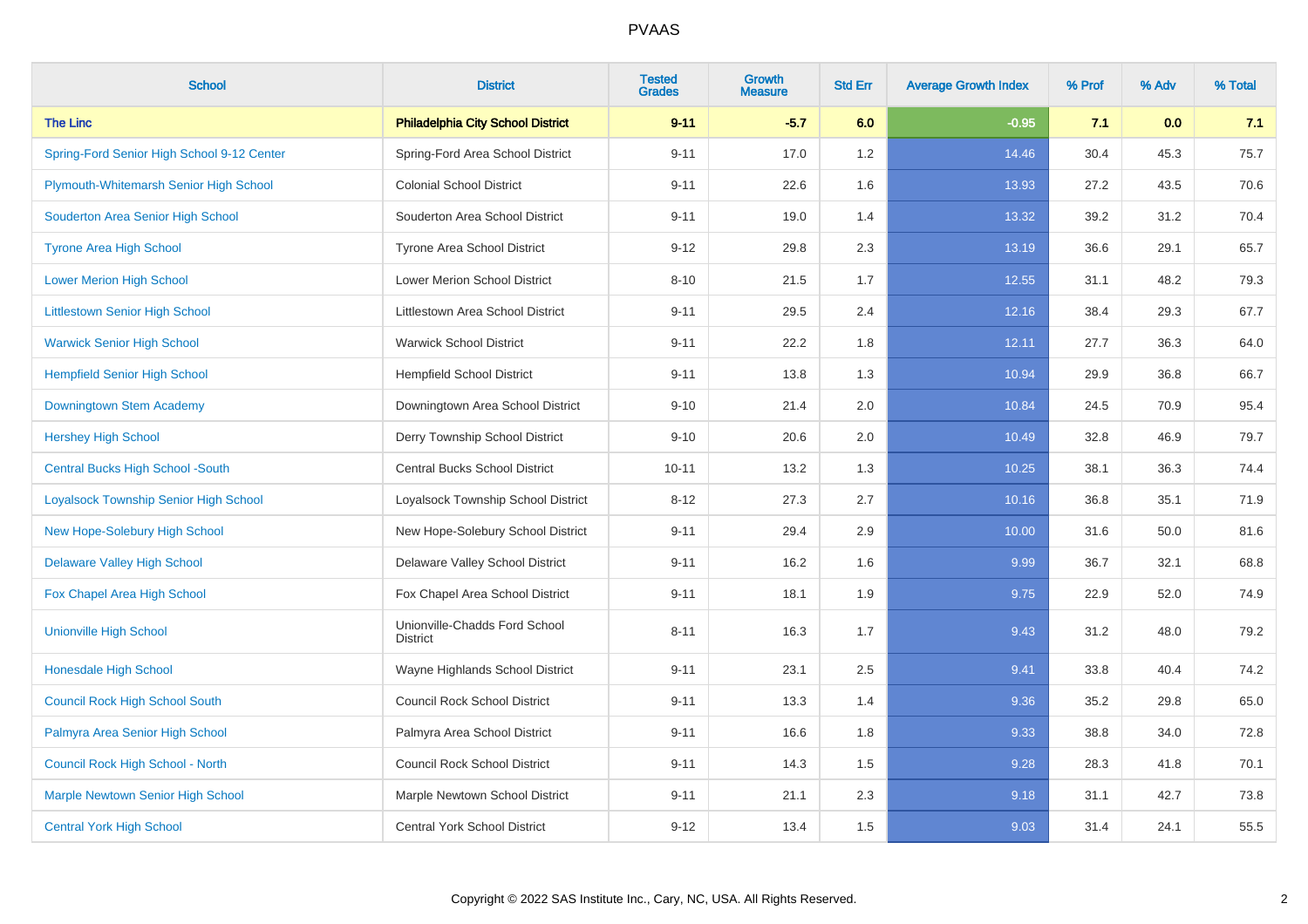# PVAAS

| School | District | Tested Grades | Growth Measure | Std Err | Average Growth Index | % Prof | % Adv | % Total |
|---|---|---|---|---|---|---|---|---|
| **The Linc** | **Philadelphia City School District** | **9-11** | **-5.7** | **6.0** | **-0.95** | **7.1** | **0.0** | **7.1** |
| Spring-Ford Senior High School 9-12 Center | Spring-Ford Area School District | 9-11 | 17.0 | 1.2 | 14.46 | 30.4 | 45.3 | 75.7 |
| Plymouth-Whitemarsh Senior High School | Colonial School District | 9-11 | 22.6 | 1.6 | 13.93 | 27.2 | 43.5 | 70.6 |
| Souderton Area Senior High School | Souderton Area School District | 9-11 | 19.0 | 1.4 | 13.32 | 39.2 | 31.2 | 70.4 |
| Tyrone Area High School | Tyrone Area School District | 9-12 | 29.8 | 2.3 | 13.19 | 36.6 | 29.1 | 65.7 |
| Lower Merion High School | Lower Merion School District | 8-10 | 21.5 | 1.7 | 12.55 | 31.1 | 48.2 | 79.3 |
| Littlestown Senior High School | Littlestown Area School District | 9-11 | 29.5 | 2.4 | 12.16 | 38.4 | 29.3 | 67.7 |
| Warwick Senior High School | Warwick School District | 9-11 | 22.2 | 1.8 | 12.11 | 27.7 | 36.3 | 64.0 |
| Hempfield Senior High School | Hempfield School District | 9-11 | 13.8 | 1.3 | 10.94 | 29.9 | 36.8 | 66.7 |
| Downingtown Stem Academy | Downingtown Area School District | 9-10 | 21.4 | 2.0 | 10.84 | 24.5 | 70.9 | 95.4 |
| Hershey High School | Derry Township School District | 9-10 | 20.6 | 2.0 | 10.49 | 32.8 | 46.9 | 79.7 |
| Central Bucks High School -South | Central Bucks School District | 10-11 | 13.2 | 1.3 | 10.25 | 38.1 | 36.3 | 74.4 |
| Loyalsock Township Senior High School | Loyalsock Township School District | 8-12 | 27.3 | 2.7 | 10.16 | 36.8 | 35.1 | 71.9 |
| New Hope-Solebury High School | New Hope-Solebury School District | 9-11 | 29.4 | 2.9 | 10.00 | 31.6 | 50.0 | 81.6 |
| Delaware Valley High School | Delaware Valley School District | 9-11 | 16.2 | 1.6 | 9.99 | 36.7 | 32.1 | 68.8 |
| Fox Chapel Area High School | Fox Chapel Area School District | 9-11 | 18.1 | 1.9 | 9.75 | 22.9 | 52.0 | 74.9 |
| Unionville High School | Unionville-Chadds Ford School District | 8-11 | 16.3 | 1.7 | 9.43 | 31.2 | 48.0 | 79.2 |
| Honesdale High School | Wayne Highlands School District | 9-11 | 23.1 | 2.5 | 9.41 | 33.8 | 40.4 | 74.2 |
| Council Rock High School South | Council Rock School District | 9-11 | 13.3 | 1.4 | 9.36 | 35.2 | 29.8 | 65.0 |
| Palmyra Area Senior High School | Palmyra Area School District | 9-11 | 16.6 | 1.8 | 9.33 | 38.8 | 34.0 | 72.8 |
| Council Rock High School - North | Council Rock School District | 9-11 | 14.3 | 1.5 | 9.28 | 28.3 | 41.8 | 70.1 |
| Marple Newtown Senior High School | Marple Newtown School District | 9-11 | 21.1 | 2.3 | 9.18 | 31.1 | 42.7 | 73.8 |
| Central York High School | Central York School District | 9-12 | 13.4 | 1.5 | 9.03 | 31.4 | 24.1 | 55.5 |

Copyright © 2022 SAS Institute Inc., Cary, NC, USA. All Rights Reserved.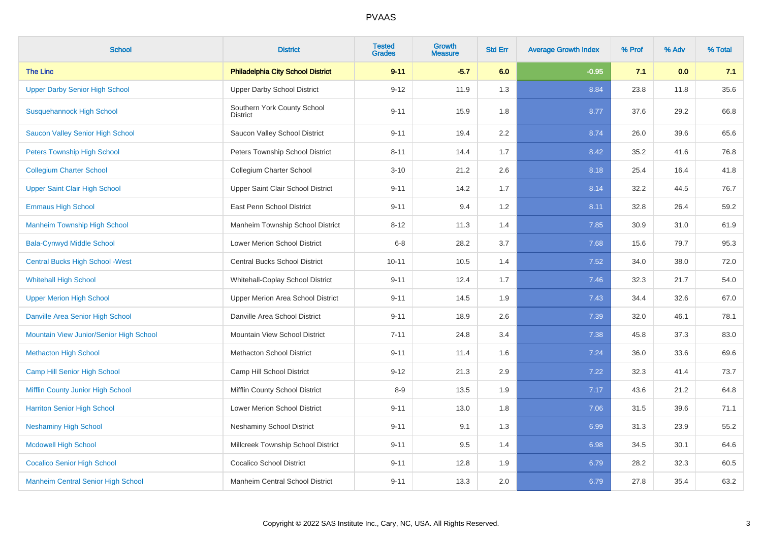# PVAAS

| School | District | Tested Grades | Growth Measure | Std Err | Average Growth Index | % Prof | % Adv | % Total |
|---|---|---|---|---|---|---|---|---|
| **The Linc** | **Philadelphia City School District** | **9-11** | **-5.7** | **6.0** | **-0.95** | **7.1** | **0.0** | **7.1** |
| Upper Darby Senior High School | Upper Darby School District | 9-12 | 11.9 | 1.3 | 8.84 | 23.8 | 11.8 | 35.6 |
| Susquehannock High School | Southern York County School District | 9-11 | 15.9 | 1.8 | 8.77 | 37.6 | 29.2 | 66.8 |
| Saucon Valley Senior High School | Saucon Valley School District | 9-11 | 19.4 | 2.2 | 8.74 | 26.0 | 39.6 | 65.6 |
| Peters Township High School | Peters Township School District | 8-11 | 14.4 | 1.7 | 8.42 | 35.2 | 41.6 | 76.8 |
| Collegium Charter School | Collegium Charter School | 3-10 | 21.2 | 2.6 | 8.18 | 25.4 | 16.4 | 41.8 |
| Upper Saint Clair High School | Upper Saint Clair School District | 9-11 | 14.2 | 1.7 | 8.14 | 32.2 | 44.5 | 76.7 |
| Emmaus High School | East Penn School District | 9-11 | 9.4 | 1.2 | 8.11 | 32.8 | 26.4 | 59.2 |
| Manheim Township High School | Manheim Township School District | 8-12 | 11.3 | 1.4 | 7.85 | 30.9 | 31.0 | 61.9 |
| Bala-Cynwyd Middle School | Lower Merion School District | 6-8 | 28.2 | 3.7 | 7.68 | 15.6 | 79.7 | 95.3 |
| Central Bucks High School -West | Central Bucks School District | 10-11 | 10.5 | 1.4 | 7.52 | 34.0 | 38.0 | 72.0 |
| Whitehall High School | Whitehall-Coplay School District | 9-11 | 12.4 | 1.7 | 7.46 | 32.3 | 21.7 | 54.0 |
| Upper Merion High School | Upper Merion Area School District | 9-11 | 14.5 | 1.9 | 7.43 | 34.4 | 32.6 | 67.0 |
| Danville Area Senior High School | Danville Area School District | 9-11 | 18.9 | 2.6 | 7.39 | 32.0 | 46.1 | 78.1 |
| Mountain View Junior/Senior High School | Mountain View School District | 7-11 | 24.8 | 3.4 | 7.38 | 45.8 | 37.3 | 83.0 |
| Methacton High School | Methacton School District | 9-11 | 11.4 | 1.6 | 7.24 | 36.0 | 33.6 | 69.6 |
| Camp Hill Senior High School | Camp Hill School District | 9-12 | 21.3 | 2.9 | 7.22 | 32.3 | 41.4 | 73.7 |
| Mifflin County Junior High School | Mifflin County School District | 8-9 | 13.5 | 1.9 | 7.17 | 43.6 | 21.2 | 64.8 |
| Harriton Senior High School | Lower Merion School District | 9-11 | 13.0 | 1.8 | 7.06 | 31.5 | 39.6 | 71.1 |
| Neshaminy High School | Neshaminy School District | 9-11 | 9.1 | 1.3 | 6.99 | 31.3 | 23.9 | 55.2 |
| Mcdowell High School | Millcreek Township School District | 9-11 | 9.5 | 1.4 | 6.98 | 34.5 | 30.1 | 64.6 |
| Cocalico Senior High School | Cocalico School District | 9-11 | 12.8 | 1.9 | 6.79 | 28.2 | 32.3 | 60.5 |
| Manheim Central Senior High School | Manheim Central School District | 9-11 | 13.3 | 2.0 | 6.79 | 27.8 | 35.4 | 63.2 |

Copyright © 2022 SAS Institute Inc., Cary, NC, USA. All Rights Reserved.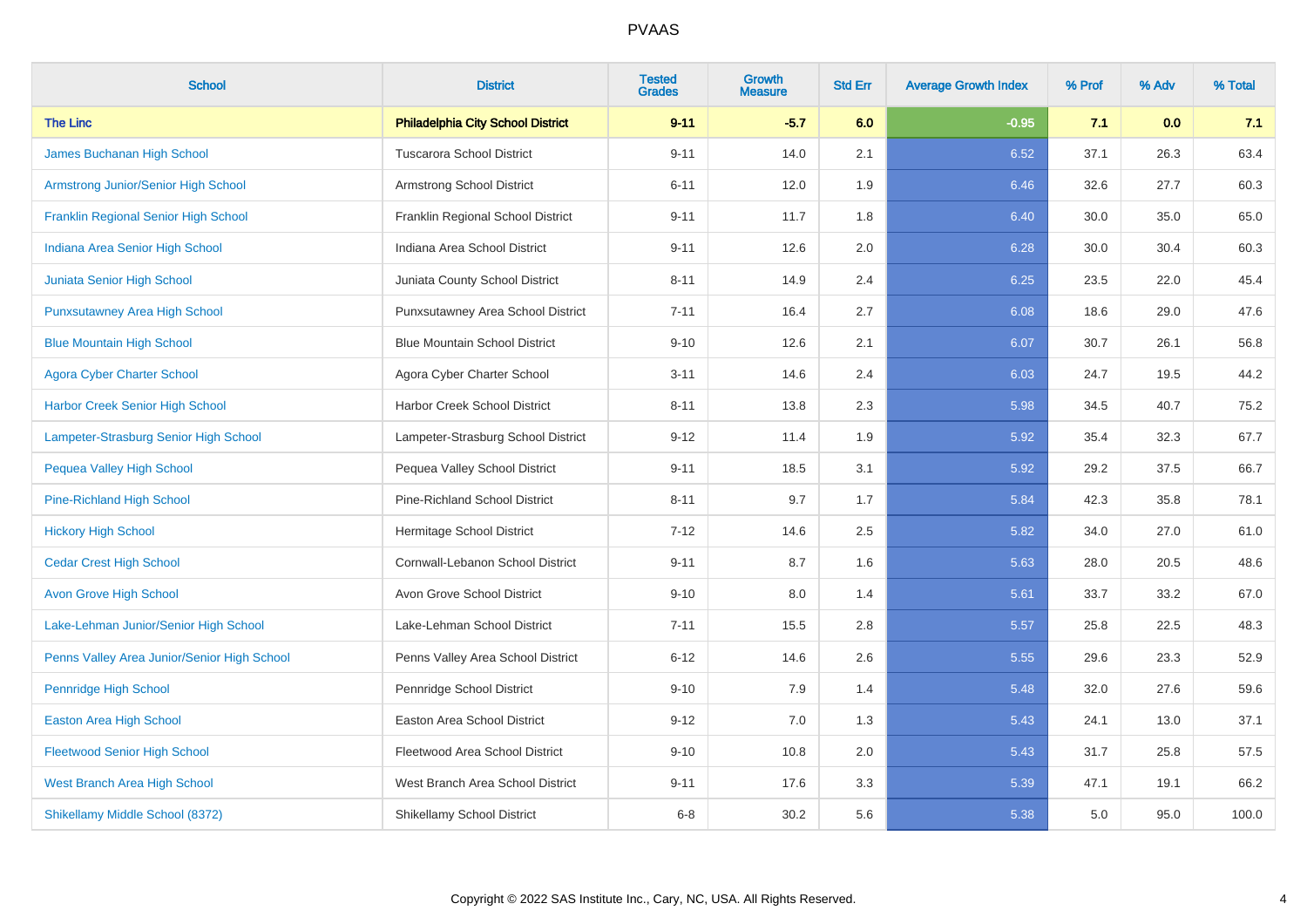# PVAAS

| School | District | Tested Grades | Growth Measure | Std Err | Average Growth Index | % Prof | % Adv | % Total |
|---|---|---|---|---|---|---|---|---|
| **The Linc** | **Philadelphia City School District** | **9-11** | **-5.7** | **6.0** | **-0.95** | **7.1** | **0.0** | **7.1** |
| James Buchanan High School | Tuscarora School District | 9-11 | 14.0 | 2.1 | 6.52 | 37.1 | 26.3 | 63.4 |
| Armstrong Junior/Senior High School | Armstrong School District | 6-11 | 12.0 | 1.9 | 6.46 | 32.6 | 27.7 | 60.3 |
| Franklin Regional Senior High School | Franklin Regional School District | 9-11 | 11.7 | 1.8 | 6.40 | 30.0 | 35.0 | 65.0 |
| Indiana Area Senior High School | Indiana Area School District | 9-11 | 12.6 | 2.0 | 6.28 | 30.0 | 30.4 | 60.3 |
| Juniata Senior High School | Juniata County School District | 8-11 | 14.9 | 2.4 | 6.25 | 23.5 | 22.0 | 45.4 |
| Punxsutawney Area High School | Punxsutawney Area School District | 7-11 | 16.4 | 2.7 | 6.08 | 18.6 | 29.0 | 47.6 |
| Blue Mountain High School | Blue Mountain School District | 9-10 | 12.6 | 2.1 | 6.07 | 30.7 | 26.1 | 56.8 |
| Agora Cyber Charter School | Agora Cyber Charter School | 3-11 | 14.6 | 2.4 | 6.03 | 24.7 | 19.5 | 44.2 |
| Harbor Creek Senior High School | Harbor Creek School District | 8-11 | 13.8 | 2.3 | 5.98 | 34.5 | 40.7 | 75.2 |
| Lampeter-Strasburg Senior High School | Lampeter-Strasburg School District | 9-12 | 11.4 | 1.9 | 5.92 | 35.4 | 32.3 | 67.7 |
| Pequea Valley High School | Pequea Valley School District | 9-11 | 18.5 | 3.1 | 5.92 | 29.2 | 37.5 | 66.7 |
| Pine-Richland High School | Pine-Richland School District | 8-11 | 9.7 | 1.7 | 5.84 | 42.3 | 35.8 | 78.1 |
| Hickory High School | Hermitage School District | 7-12 | 14.6 | 2.5 | 5.82 | 34.0 | 27.0 | 61.0 |
| Cedar Crest High School | Cornwall-Lebanon School District | 9-11 | 8.7 | 1.6 | 5.63 | 28.0 | 20.5 | 48.6 |
| Avon Grove High School | Avon Grove School District | 9-10 | 8.0 | 1.4 | 5.61 | 33.7 | 33.2 | 67.0 |
| Lake-Lehman Junior/Senior High School | Lake-Lehman School District | 7-11 | 15.5 | 2.8 | 5.57 | 25.8 | 22.5 | 48.3 |
| Penns Valley Area Junior/Senior High School | Penns Valley Area School District | 6-12 | 14.6 | 2.6 | 5.55 | 29.6 | 23.3 | 52.9 |
| Pennridge High School | Pennridge School District | 9-10 | 7.9 | 1.4 | 5.48 | 32.0 | 27.6 | 59.6 |
| Easton Area High School | Easton Area School District | 9-12 | 7.0 | 1.3 | 5.43 | 24.1 | 13.0 | 37.1 |
| Fleetwood Senior High School | Fleetwood Area School District | 9-10 | 10.8 | 2.0 | 5.43 | 31.7 | 25.8 | 57.5 |
| West Branch Area High School | West Branch Area School District | 9-11 | 17.6 | 3.3 | 5.39 | 47.1 | 19.1 | 66.2 |
| Shikellamy Middle School (8372) | Shikellamy School District | 6-8 | 30.2 | 5.6 | 5.38 | 5.0 | 95.0 | 100.0 |

Copyright © 2022 SAS Institute Inc., Cary, NC, USA. All Rights Reserved.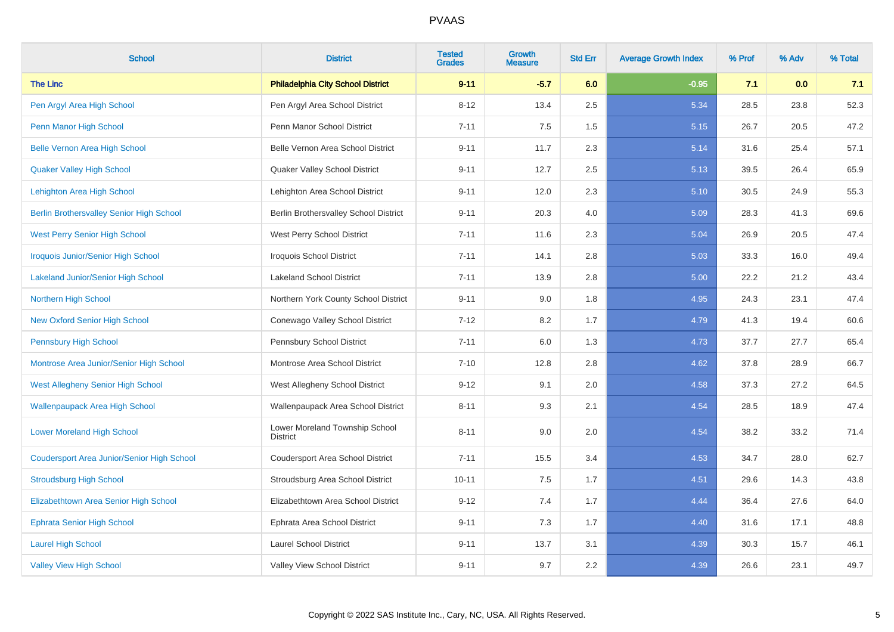# PVAAS

| School | District | Tested Grades | Growth Measure | Std Err | Average Growth Index | % Prof | % Adv | % Total |
|---|---|---|---|---|---|---|---|---|
| **The Linc** | **Philadelphia City School District** | **9-11** | **-5.7** | **6.0** | **-0.95** | **7.1** | **0.0** | **7.1** |
| Pen Argyl Area High School | Pen Argyl Area School District | 8-12 | 13.4 | 2.5 | 5.34 | 28.5 | 23.8 | 52.3 |
| Penn Manor High School | Penn Manor School District | 7-11 | 7.5 | 1.5 | 5.15 | 26.7 | 20.5 | 47.2 |
| Belle Vernon Area High School | Belle Vernon Area School District | 9-11 | 11.7 | 2.3 | 5.14 | 31.6 | 25.4 | 57.1 |
| Quaker Valley High School | Quaker Valley School District | 9-11 | 12.7 | 2.5 | 5.13 | 39.5 | 26.4 | 65.9 |
| Lehighton Area High School | Lehighton Area School District | 9-11 | 12.0 | 2.3 | 5.10 | 30.5 | 24.9 | 55.3 |
| Berlin Brothersvalley Senior High School | Berlin Brothersvalley School District | 9-11 | 20.3 | 4.0 | 5.09 | 28.3 | 41.3 | 69.6 |
| West Perry Senior High School | West Perry School District | 7-11 | 11.6 | 2.3 | 5.04 | 26.9 | 20.5 | 47.4 |
| Iroquois Junior/Senior High School | Iroquois School District | 7-11 | 14.1 | 2.8 | 5.03 | 33.3 | 16.0 | 49.4 |
| Lakeland Junior/Senior High School | Lakeland School District | 7-11 | 13.9 | 2.8 | 5.00 | 22.2 | 21.2 | 43.4 |
| Northern High School | Northern York County School District | 9-11 | 9.0 | 1.8 | 4.95 | 24.3 | 23.1 | 47.4 |
| New Oxford Senior High School | Conewago Valley School District | 7-12 | 8.2 | 1.7 | 4.79 | 41.3 | 19.4 | 60.6 |
| Pennsbury High School | Pennsbury School District | 7-11 | 6.0 | 1.3 | 4.73 | 37.7 | 27.7 | 65.4 |
| Montrose Area Junior/Senior High School | Montrose Area School District | 7-10 | 12.8 | 2.8 | 4.62 | 37.8 | 28.9 | 66.7 |
| West Allegheny Senior High School | West Allegheny School District | 9-12 | 9.1 | 2.0 | 4.58 | 37.3 | 27.2 | 64.5 |
| Wallenpaupack Area High School | Wallenpaupack Area School District | 8-11 | 9.3 | 2.1 | 4.54 | 28.5 | 18.9 | 47.4 |
| Lower Moreland High School | Lower Moreland Township School District | 8-11 | 9.0 | 2.0 | 4.54 | 38.2 | 33.2 | 71.4 |
| Coudersport Area Junior/Senior High School | Coudersport Area School District | 7-11 | 15.5 | 3.4 | 4.53 | 34.7 | 28.0 | 62.7 |
| Stroudsburg High School | Stroudsburg Area School District | 10-11 | 7.5 | 1.7 | 4.51 | 29.6 | 14.3 | 43.8 |
| Elizabethtown Area Senior High School | Elizabethtown Area School District | 9-12 | 7.4 | 1.7 | 4.44 | 36.4 | 27.6 | 64.0 |
| Ephrata Senior High School | Ephrata Area School District | 9-11 | 7.3 | 1.7 | 4.40 | 31.6 | 17.1 | 48.8 |
| Laurel High School | Laurel School District | 9-11 | 13.7 | 3.1 | 4.39 | 30.3 | 15.7 | 46.1 |
| Valley View High School | Valley View School District | 9-11 | 9.7 | 2.2 | 4.39 | 26.6 | 23.1 | 49.7 |

Copyright © 2022 SAS Institute Inc., Cary, NC, USA. All Rights Reserved.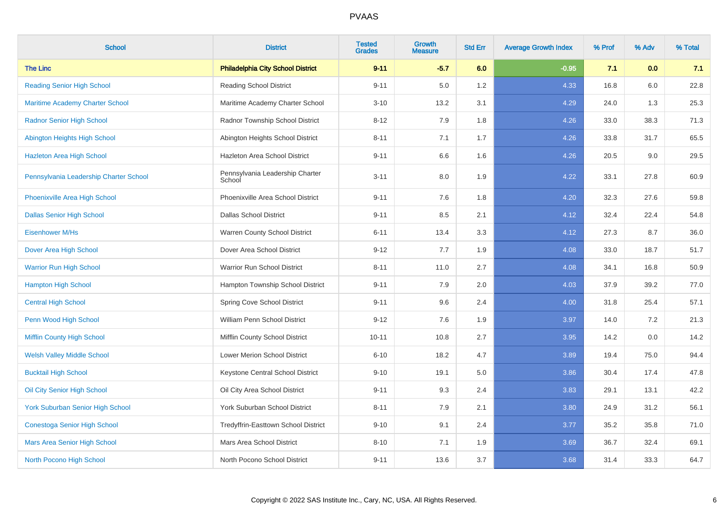| School | District | Tested Grades | Growth Measure | Std Err | Average Growth Index | % Prof | % Adv | % Total |
|---|---|---|---|---|---|---|---|---|
| **The Linc** | **Philadelphia City School District** | **9-11** | **-5.7** | **6.0** | **-0.95** | **7.1** | **0.0** | **7.1** |
| Reading Senior High School | Reading School District | 9-11 | 5.0 | 1.2 | 4.33 | 16.8 | 6.0 | 22.8 |
| Maritime Academy Charter School | Maritime Academy Charter School | 3-10 | 13.2 | 3.1 | 4.29 | 24.0 | 1.3 | 25.3 |
| Radnor Senior High School | Radnor Township School District | 8-12 | 7.9 | 1.8 | 4.26 | 33.0 | 38.3 | 71.3 |
| Abington Heights High School | Abington Heights School District | 8-11 | 7.1 | 1.7 | 4.26 | 33.8 | 31.7 | 65.5 |
| Hazleton Area High School | Hazleton Area School District | 9-11 | 6.6 | 1.6 | 4.26 | 20.5 | 9.0 | 29.5 |
| Pennsylvania Leadership Charter School | Pennsylvania Leadership Charter School | 3-11 | 8.0 | 1.9 | 4.22 | 33.1 | 27.8 | 60.9 |
| Phoenixville Area High School | Phoenixville Area School District | 9-11 | 7.6 | 1.8 | 4.20 | 32.3 | 27.6 | 59.8 |
| Dallas Senior High School | Dallas School District | 9-11 | 8.5 | 2.1 | 4.12 | 32.4 | 22.4 | 54.8 |
| Eisenhower M/Hs | Warren County School District | 6-11 | 13.4 | 3.3 | 4.12 | 27.3 | 8.7 | 36.0 |
| Dover Area High School | Dover Area School District | 9-12 | 7.7 | 1.9 | 4.08 | 33.0 | 18.7 | 51.7 |
| Warrior Run High School | Warrior Run School District | 8-11 | 11.0 | 2.7 | 4.08 | 34.1 | 16.8 | 50.9 |
| Hampton High School | Hampton Township School District | 9-11 | 7.9 | 2.0 | 4.03 | 37.9 | 39.2 | 77.0 |
| Central High School | Spring Cove School District | 9-11 | 9.6 | 2.4 | 4.00 | 31.8 | 25.4 | 57.1 |
| Penn Wood High School | William Penn School District | 9-12 | 7.6 | 1.9 | 3.97 | 14.0 | 7.2 | 21.3 |
| Mifflin County High School | Mifflin County School District | 10-11 | 10.8 | 2.7 | 3.95 | 14.2 | 0.0 | 14.2 |
| Welsh Valley Middle School | Lower Merion School District | 6-10 | 18.2 | 4.7 | 3.89 | 19.4 | 75.0 | 94.4 |
| Bucktail High School | Keystone Central School District | 9-10 | 19.1 | 5.0 | 3.86 | 30.4 | 17.4 | 47.8 |
| Oil City Senior High School | Oil City Area School District | 9-11 | 9.3 | 2.4 | 3.83 | 29.1 | 13.1 | 42.2 |
| York Suburban Senior High School | York Suburban School District | 8-11 | 7.9 | 2.1 | 3.80 | 24.9 | 31.2 | 56.1 |
| Conestoga Senior High School | Tredyffrin-Easttown School District | 9-10 | 9.1 | 2.4 | 3.77 | 35.2 | 35.8 | 71.0 |
| Mars Area Senior High School | Mars Area School District | 8-10 | 7.1 | 1.9 | 3.69 | 36.7 | 32.4 | 69.1 |
| North Pocono High School | North Pocono School District | 9-11 | 13.6 | 3.7 | 3.68 | 31.4 | 33.3 | 64.7 |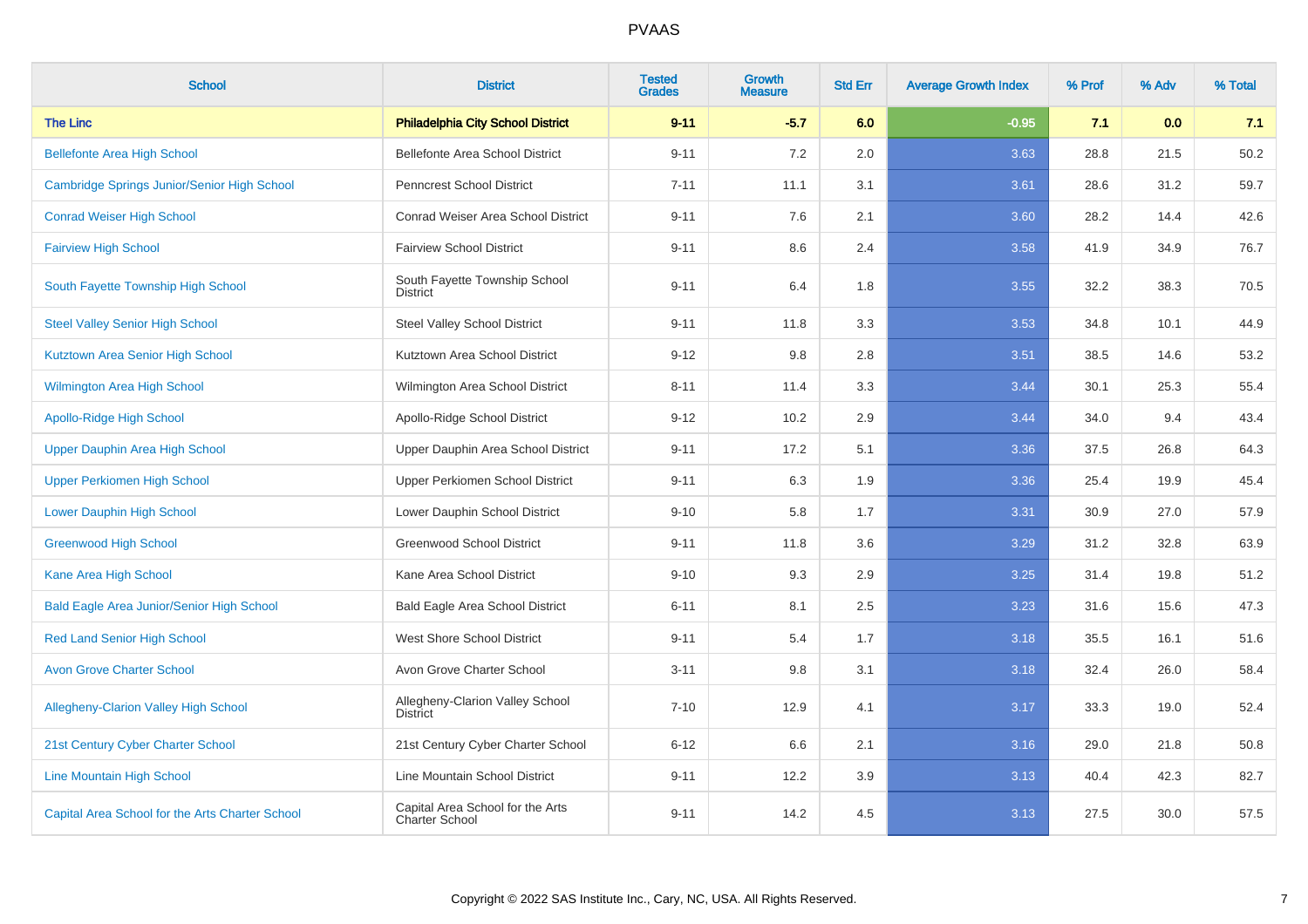# PVAAS

| School | District | Tested Grades | Growth Measure | Std Err | Average Growth Index | % Prof | % Adv | % Total |
|---|---|---|---|---|---|---|---|---|
| **The Linc** | **Philadelphia City School District** | **9-11** | **-5.7** | **6.0** | **-0.95** | **7.1** | **0.0** | **7.1** |
| Bellefonte Area High School | Bellefonte Area School District | 9-11 | 7.2 | 2.0 | 3.63 | 28.8 | 21.5 | 50.2 |
| Cambridge Springs Junior/Senior High School | Penncrest School District | 7-11 | 11.1 | 3.1 | 3.61 | 28.6 | 31.2 | 59.7 |
| Conrad Weiser High School | Conrad Weiser Area School District | 9-11 | 7.6 | 2.1 | 3.60 | 28.2 | 14.4 | 42.6 |
| Fairview High School | Fairview School District | 9-11 | 8.6 | 2.4 | 3.58 | 41.9 | 34.9 | 76.7 |
| South Fayette Township High School | South Fayette Township School District | 9-11 | 6.4 | 1.8 | 3.55 | 32.2 | 38.3 | 70.5 |
| Steel Valley Senior High School | Steel Valley School District | 9-11 | 11.8 | 3.3 | 3.53 | 34.8 | 10.1 | 44.9 |
| Kutztown Area Senior High School | Kutztown Area School District | 9-12 | 9.8 | 2.8 | 3.51 | 38.5 | 14.6 | 53.2 |
| Wilmington Area High School | Wilmington Area School District | 8-11 | 11.4 | 3.3 | 3.44 | 30.1 | 25.3 | 55.4 |
| Apollo-Ridge High School | Apollo-Ridge School District | 9-12 | 10.2 | 2.9 | 3.44 | 34.0 | 9.4 | 43.4 |
| Upper Dauphin Area High School | Upper Dauphin Area School District | 9-11 | 17.2 | 5.1 | 3.36 | 37.5 | 26.8 | 64.3 |
| Upper Perkiomen High School | Upper Perkiomen School District | 9-11 | 6.3 | 1.9 | 3.36 | 25.4 | 19.9 | 45.4 |
| Lower Dauphin High School | Lower Dauphin School District | 9-10 | 5.8 | 1.7 | 3.31 | 30.9 | 27.0 | 57.9 |
| Greenwood High School | Greenwood School District | 9-11 | 11.8 | 3.6 | 3.29 | 31.2 | 32.8 | 63.9 |
| Kane Area High School | Kane Area School District | 9-10 | 9.3 | 2.9 | 3.25 | 31.4 | 19.8 | 51.2 |
| Bald Eagle Area Junior/Senior High School | Bald Eagle Area School District | 6-11 | 8.1 | 2.5 | 3.23 | 31.6 | 15.6 | 47.3 |
| Red Land Senior High School | West Shore School District | 9-11 | 5.4 | 1.7 | 3.18 | 35.5 | 16.1 | 51.6 |
| Avon Grove Charter School | Avon Grove Charter School | 3-11 | 9.8 | 3.1 | 3.18 | 32.4 | 26.0 | 58.4 |
| Allegheny-Clarion Valley High School | Allegheny-Clarion Valley School District | 7-10 | 12.9 | 4.1 | 3.17 | 33.3 | 19.0 | 52.4 |
| 21st Century Cyber Charter School | 21st Century Cyber Charter School | 6-12 | 6.6 | 2.1 | 3.16 | 29.0 | 21.8 | 50.8 |
| Line Mountain High School | Line Mountain School District | 9-11 | 12.2 | 3.9 | 3.13 | 40.4 | 42.3 | 82.7 |
| Capital Area School for the Arts Charter School | Capital Area School for the Arts Charter School | 9-11 | 14.2 | 4.5 | 3.13 | 27.5 | 30.0 | 57.5 |

Copyright © 2022 SAS Institute Inc., Cary, NC, USA. All Rights Reserved.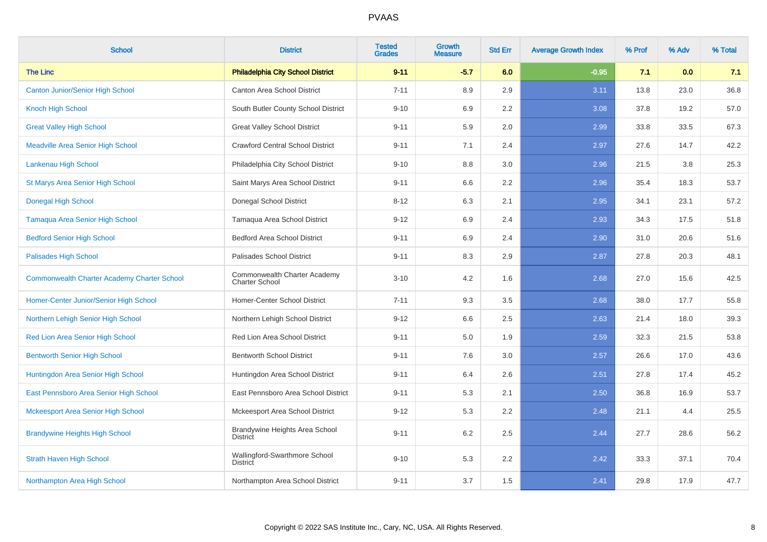# PVAAS

| School | District | Tested Grades | Growth Measure | Std Err | Average Growth Index | % Prof | % Adv | % Total |
|---|---|---|---|---|---|---|---|---|
| **The Linc** | **Philadelphia City School District** | **9-11** | **-5.7** | **6.0** | **-0.95** | **7.1** | **0.0** | **7.1** |
| Canton Junior/Senior High School | Canton Area School District | 7-11 | 8.9 | 2.9 | 3.11 | 13.8 | 23.0 | 36.8 |
| Knoch High School | South Butler County School District | 9-10 | 6.9 | 2.2 | 3.08 | 37.8 | 19.2 | 57.0 |
| Great Valley High School | Great Valley School District | 9-11 | 5.9 | 2.0 | 2.99 | 33.8 | 33.5 | 67.3 |
| Meadville Area Senior High School | Crawford Central School District | 9-11 | 7.1 | 2.4 | 2.97 | 27.6 | 14.7 | 42.2 |
| Lankenau High School | Philadelphia City School District | 9-10 | 8.8 | 3.0 | 2.96 | 21.5 | 3.8 | 25.3 |
| St Marys Area Senior High School | Saint Marys Area School District | 9-11 | 6.6 | 2.2 | 2.96 | 35.4 | 18.3 | 53.7 |
| Donegal High School | Donegal School District | 8-12 | 6.3 | 2.1 | 2.95 | 34.1 | 23.1 | 57.2 |
| Tamaqua Area Senior High School | Tamaqua Area School District | 9-12 | 6.9 | 2.4 | 2.93 | 34.3 | 17.5 | 51.8 |
| Bedford Senior High School | Bedford Area School District | 9-11 | 6.9 | 2.4 | 2.90 | 31.0 | 20.6 | 51.6 |
| Palisades High School | Palisades School District | 9-11 | 8.3 | 2.9 | 2.87 | 27.8 | 20.3 | 48.1 |
| Commonwealth Charter Academy Charter School | Commonwealth Charter Academy Charter School | 3-10 | 4.2 | 1.6 | 2.68 | 27.0 | 15.6 | 42.5 |
| Homer-Center Junior/Senior High School | Homer-Center School District | 7-11 | 9.3 | 3.5 | 2.68 | 38.0 | 17.7 | 55.8 |
| Northern Lehigh Senior High School | Northern Lehigh School District | 9-12 | 6.6 | 2.5 | 2.63 | 21.4 | 18.0 | 39.3 |
| Red Lion Area Senior High School | Red Lion Area School District | 9-11 | 5.0 | 1.9 | 2.59 | 32.3 | 21.5 | 53.8 |
| Bentworth Senior High School | Bentworth School District | 9-11 | 7.6 | 3.0 | 2.57 | 26.6 | 17.0 | 43.6 |
| Huntingdon Area Senior High School | Huntingdon Area School District | 9-11 | 6.4 | 2.6 | 2.51 | 27.8 | 17.4 | 45.2 |
| East Pennsboro Area Senior High School | East Pennsboro Area School District | 9-11 | 5.3 | 2.1 | 2.50 | 36.8 | 16.9 | 53.7 |
| Mckeesport Area Senior High School | Mckeesport Area School District | 9-12 | 5.3 | 2.2 | 2.48 | 21.1 | 4.4 | 25.5 |
| Brandywine Heights High School | Brandywine Heights Area School District | 9-11 | 6.2 | 2.5 | 2.44 | 27.7 | 28.6 | 56.2 |
| Strath Haven High School | Wallingford-Swarthmore School District | 9-10 | 5.3 | 2.2 | 2.42 | 33.3 | 37.1 | 70.4 |
| Northampton Area High School | Northampton Area School District | 9-11 | 3.7 | 1.5 | 2.41 | 29.8 | 17.9 | 47.7 |

Copyright © 2022 SAS Institute Inc., Cary, NC, USA. All Rights Reserved.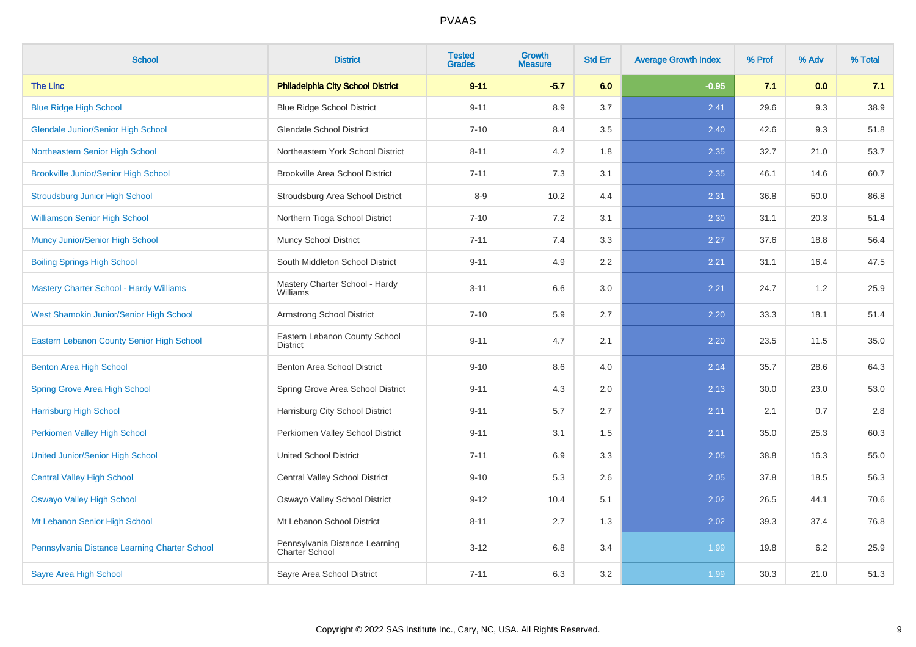# PVAAS

| School | District | Tested Grades | Growth Measure | Std Err | Average Growth Index | % Prof | % Adv | % Total |
|---|---|---|---|---|---|---|---|---|
| **The Linc** | **Philadelphia City School District** | **9-11** | **-5.7** | **6.0** | **-0.95** | **7.1** | **0.0** | **7.1** |
| Blue Ridge High School | Blue Ridge School District | 9-11 | 8.9 | 3.7 | 2.41 | 29.6 | 9.3 | 38.9 |
| Glendale Junior/Senior High School | Glendale School District | 7-10 | 8.4 | 3.5 | 2.40 | 42.6 | 9.3 | 51.8 |
| Northeastern Senior High School | Northeastern York School District | 8-11 | 4.2 | 1.8 | 2.35 | 32.7 | 21.0 | 53.7 |
| Brookville Junior/Senior High School | Brookville Area School District | 7-11 | 7.3 | 3.1 | 2.35 | 46.1 | 14.6 | 60.7 |
| Stroudsburg Junior High School | Stroudsburg Area School District | 8-9 | 10.2 | 4.4 | 2.31 | 36.8 | 50.0 | 86.8 |
| Williamson Senior High School | Northern Tioga School District | 7-10 | 7.2 | 3.1 | 2.30 | 31.1 | 20.3 | 51.4 |
| Muncy Junior/Senior High School | Muncy School District | 7-11 | 7.4 | 3.3 | 2.27 | 37.6 | 18.8 | 56.4 |
| Boiling Springs High School | South Middleton School District | 9-11 | 4.9 | 2.2 | 2.21 | 31.1 | 16.4 | 47.5 |
| Mastery Charter School - Hardy Williams | Mastery Charter School - Hardy Williams | 3-11 | 6.6 | 3.0 | 2.21 | 24.7 | 1.2 | 25.9 |
| West Shamokin Junior/Senior High School | Armstrong School District | 7-10 | 5.9 | 2.7 | 2.20 | 33.3 | 18.1 | 51.4 |
| Eastern Lebanon County Senior High School | Eastern Lebanon County School District | 9-11 | 4.7 | 2.1 | 2.20 | 23.5 | 11.5 | 35.0 |
| Benton Area High School | Benton Area School District | 9-10 | 8.6 | 4.0 | 2.14 | 35.7 | 28.6 | 64.3 |
| Spring Grove Area High School | Spring Grove Area School District | 9-11 | 4.3 | 2.0 | 2.13 | 30.0 | 23.0 | 53.0 |
| Harrisburg High School | Harrisburg City School District | 9-11 | 5.7 | 2.7 | 2.11 | 2.1 | 0.7 | 2.8 |
| Perkiomen Valley High School | Perkiomen Valley School District | 9-11 | 3.1 | 1.5 | 2.11 | 35.0 | 25.3 | 60.3 |
| United Junior/Senior High School | United School District | 7-11 | 6.9 | 3.3 | 2.05 | 38.8 | 16.3 | 55.0 |
| Central Valley High School | Central Valley School District | 9-10 | 5.3 | 2.6 | 2.05 | 37.8 | 18.5 | 56.3 |
| Oswayo Valley High School | Oswayo Valley School District | 9-12 | 10.4 | 5.1 | 2.02 | 26.5 | 44.1 | 70.6 |
| Mt Lebanon Senior High School | Mt Lebanon School District | 8-11 | 2.7 | 1.3 | 2.02 | 39.3 | 37.4 | 76.8 |
| Pennsylvania Distance Learning Charter School | Pennsylvania Distance Learning Charter School | 3-12 | 6.8 | 3.4 | 1.99 | 19.8 | 6.2 | 25.9 |
| Sayre Area High School | Sayre Area School District | 7-11 | 6.3 | 3.2 | 1.99 | 30.3 | 21.0 | 51.3 |

Copyright © 2022 SAS Institute Inc., Cary, NC, USA. All Rights Reserved.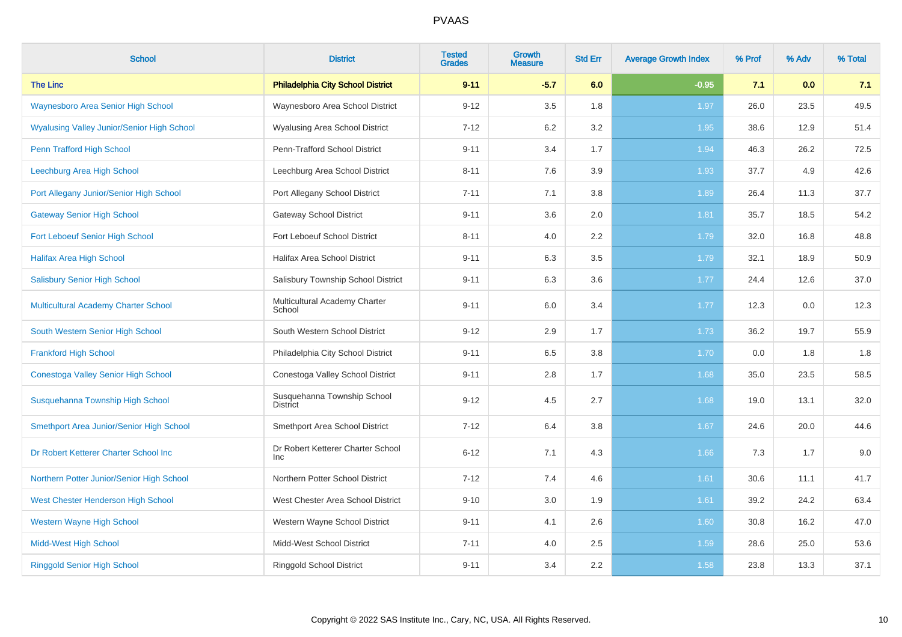| School | District | Tested Grades | Growth Measure | Std Err | Average Growth Index | % Prof | % Adv | % Total |
|---|---|---|---|---|---|---|---|---|
| **The Linc** | **Philadelphia City School District** | **9-11** | **-5.7** | **6.0** | **-0.95** | **7.1** | **0.0** | **7.1** |
| Waynesboro Area Senior High School | Waynesboro Area School District | 9-12 | 3.5 | 1.8 | 1.97 | 26.0 | 23.5 | 49.5 |
| Wyalusing Valley Junior/Senior High School | Wyalusing Area School District | 7-12 | 6.2 | 3.2 | 1.95 | 38.6 | 12.9 | 51.4 |
| Penn Trafford High School | Penn-Trafford School District | 9-11 | 3.4 | 1.7 | 1.94 | 46.3 | 26.2 | 72.5 |
| Leechburg Area High School | Leechburg Area School District | 8-11 | 7.6 | 3.9 | 1.93 | 37.7 | 4.9 | 42.6 |
| Port Allegany Junior/Senior High School | Port Allegany School District | 7-11 | 7.1 | 3.8 | 1.89 | 26.4 | 11.3 | 37.7 |
| Gateway Senior High School | Gateway School District | 9-11 | 3.6 | 2.0 | 1.81 | 35.7 | 18.5 | 54.2 |
| Fort Leboeuf Senior High School | Fort Leboeuf School District | 8-11 | 4.0 | 2.2 | 1.79 | 32.0 | 16.8 | 48.8 |
| Halifax Area High School | Halifax Area School District | 9-11 | 6.3 | 3.5 | 1.79 | 32.1 | 18.9 | 50.9 |
| Salisbury Senior High School | Salisbury Township School District | 9-11 | 6.3 | 3.6 | 1.77 | 24.4 | 12.6 | 37.0 |
| Multicultural Academy Charter School | Multicultural Academy Charter School | 9-11 | 6.0 | 3.4 | 1.77 | 12.3 | 0.0 | 12.3 |
| South Western Senior High School | South Western School District | 9-12 | 2.9 | 1.7 | 1.73 | 36.2 | 19.7 | 55.9 |
| Frankford High School | Philadelphia City School District | 9-11 | 6.5 | 3.8 | 1.70 | 0.0 | 1.8 | 1.8 |
| Conestoga Valley Senior High School | Conestoga Valley School District | 9-11 | 2.8 | 1.7 | 1.68 | 35.0 | 23.5 | 58.5 |
| Susquehanna Township High School | Susquehanna Township School District | 9-12 | 4.5 | 2.7 | 1.68 | 19.0 | 13.1 | 32.0 |
| Smethport Area Junior/Senior High School | Smethport Area School District | 7-12 | 6.4 | 3.8 | 1.67 | 24.6 | 20.0 | 44.6 |
| Dr Robert Ketterer Charter School Inc | Dr Robert Ketterer Charter School Inc | 6-12 | 7.1 | 4.3 | 1.66 | 7.3 | 1.7 | 9.0 |
| Northern Potter Junior/Senior High School | Northern Potter School District | 7-12 | 7.4 | 4.6 | 1.61 | 30.6 | 11.1 | 41.7 |
| West Chester Henderson High School | West Chester Area School District | 9-10 | 3.0 | 1.9 | 1.61 | 39.2 | 24.2 | 63.4 |
| Western Wayne High School | Western Wayne School District | 9-11 | 4.1 | 2.6 | 1.60 | 30.8 | 16.2 | 47.0 |
| Midd-West High School | Midd-West School District | 7-11 | 4.0 | 2.5 | 1.59 | 28.6 | 25.0 | 53.6 |
| Ringgold Senior High School | Ringgold School District | 9-11 | 3.4 | 2.2 | 1.58 | 23.8 | 13.3 | 37.1 |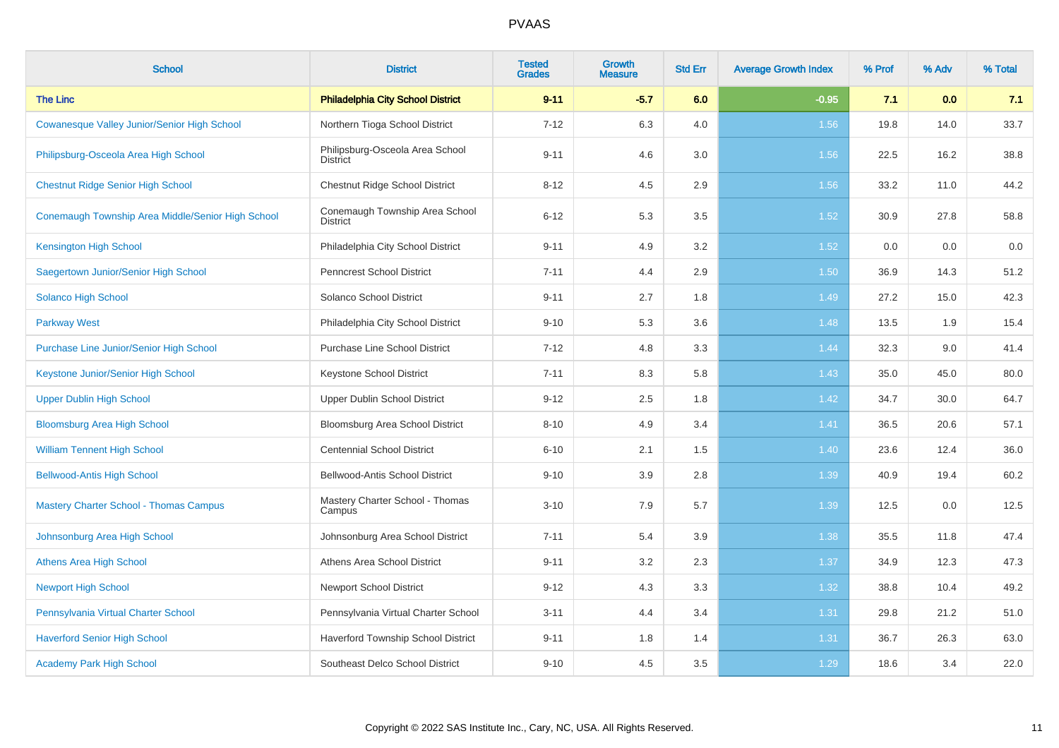# PVAAS

| School | District | Tested Grades | Growth Measure | Std Err | Average Growth Index | % Prof | % Adv | % Total |
|---|---|---|---|---|---|---|---|---|
| **The Linc** | **Philadelphia City School District** | **9-11** | **-5.7** | **6.0** | **-0.95** | **7.1** | **0.0** | **7.1** |
| Cowanesque Valley Junior/Senior High School | Northern Tioga School District | 7-12 | 6.3 | 4.0 | 1.56 | 19.8 | 14.0 | 33.7 |
| Philipsburg-Osceola Area High School | Philipsburg-Osceola Area School District | 9-11 | 4.6 | 3.0 | 1.56 | 22.5 | 16.2 | 38.8 |
| Chestnut Ridge Senior High School | Chestnut Ridge School District | 8-12 | 4.5 | 2.9 | 1.56 | 33.2 | 11.0 | 44.2 |
| Conemaugh Township Area Middle/Senior High School | Conemaugh Township Area School District | 6-12 | 5.3 | 3.5 | 1.52 | 30.9 | 27.8 | 58.8 |
| Kensington High School | Philadelphia City School District | 9-11 | 4.9 | 3.2 | 1.52 | 0.0 | 0.0 | 0.0 |
| Saegertown Junior/Senior High School | Penncrest School District | 7-11 | 4.4 | 2.9 | 1.50 | 36.9 | 14.3 | 51.2 |
| Solanco High School | Solanco School District | 9-11 | 2.7 | 1.8 | 1.49 | 27.2 | 15.0 | 42.3 |
| Parkway West | Philadelphia City School District | 9-10 | 5.3 | 3.6 | 1.48 | 13.5 | 1.9 | 15.4 |
| Purchase Line Junior/Senior High School | Purchase Line School District | 7-12 | 4.8 | 3.3 | 1.44 | 32.3 | 9.0 | 41.4 |
| Keystone Junior/Senior High School | Keystone School District | 7-11 | 8.3 | 5.8 | 1.43 | 35.0 | 45.0 | 80.0 |
| Upper Dublin High School | Upper Dublin School District | 9-12 | 2.5 | 1.8 | 1.42 | 34.7 | 30.0 | 64.7 |
| Bloomsburg Area High School | Bloomsburg Area School District | 8-10 | 4.9 | 3.4 | 1.41 | 36.5 | 20.6 | 57.1 |
| William Tennent High School | Centennial School District | 6-10 | 2.1 | 1.5 | 1.40 | 23.6 | 12.4 | 36.0 |
| Bellwood-Antis High School | Bellwood-Antis School District | 9-10 | 3.9 | 2.8 | 1.39 | 40.9 | 19.4 | 60.2 |
| Mastery Charter School - Thomas Campus | Mastery Charter School - Thomas Campus | 3-10 | 7.9 | 5.7 | 1.39 | 12.5 | 0.0 | 12.5 |
| Johnsonburg Area High School | Johnsonburg Area School District | 7-11 | 5.4 | 3.9 | 1.38 | 35.5 | 11.8 | 47.4 |
| Athens Area High School | Athens Area School District | 9-11 | 3.2 | 2.3 | 1.37 | 34.9 | 12.3 | 47.3 |
| Newport High School | Newport School District | 9-12 | 4.3 | 3.3 | 1.32 | 38.8 | 10.4 | 49.2 |
| Pennsylvania Virtual Charter School | Pennsylvania Virtual Charter School | 3-11 | 4.4 | 3.4 | 1.31 | 29.8 | 21.2 | 51.0 |
| Haverford Senior High School | Haverford Township School District | 9-11 | 1.8 | 1.4 | 1.31 | 36.7 | 26.3 | 63.0 |
| Academy Park High School | Southeast Delco School District | 9-10 | 4.5 | 3.5 | 1.29 | 18.6 | 3.4 | 22.0 |

Copyright © 2022 SAS Institute Inc., Cary, NC, USA. All Rights Reserved.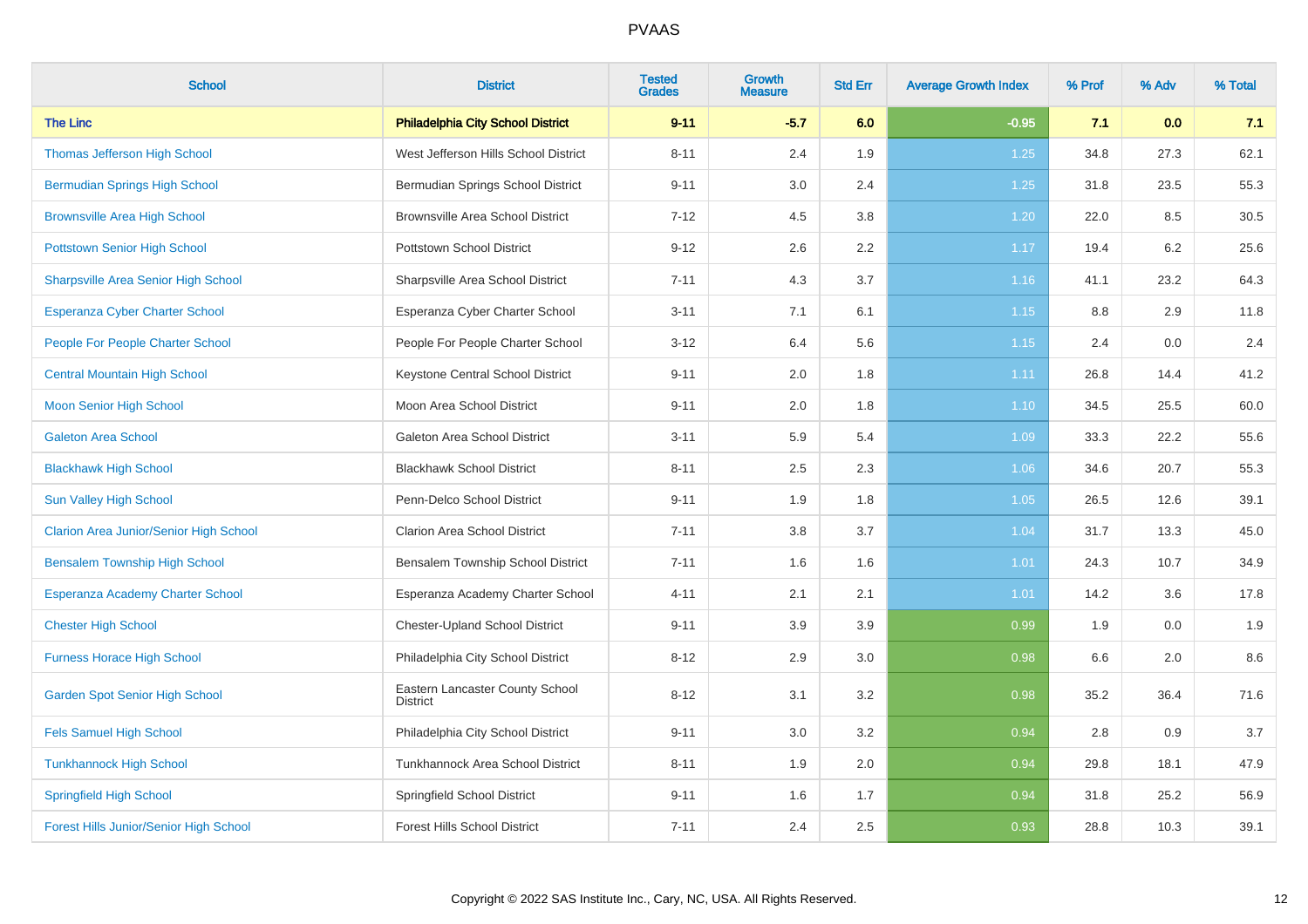PVAAS

| School | District | Tested Grades | Growth Measure | Std Err | Average Growth Index | % Prof | % Adv | % Total |
|---|---|---|---|---|---|---|---|---|
| **The Linc** | **Philadelphia City School District** | **9-11** | **-5.7** | **6.0** | **-0.95** | **7.1** | **0.0** | **7.1** |
| Thomas Jefferson High School | West Jefferson Hills School District | 8-11 | 2.4 | 1.9 | 1.25 | 34.8 | 27.3 | 62.1 |
| Bermudian Springs High School | Bermudian Springs School District | 9-11 | 3.0 | 2.4 | 1.25 | 31.8 | 23.5 | 55.3 |
| Brownsville Area High School | Brownsville Area School District | 7-12 | 4.5 | 3.8 | 1.20 | 22.0 | 8.5 | 30.5 |
| Pottstown Senior High School | Pottstown School District | 9-12 | 2.6 | 2.2 | 1.17 | 19.4 | 6.2 | 25.6 |
| Sharpsville Area Senior High School | Sharpsville Area School District | 7-11 | 4.3 | 3.7 | 1.16 | 41.1 | 23.2 | 64.3 |
| Esperanza Cyber Charter School | Esperanza Cyber Charter School | 3-11 | 7.1 | 6.1 | 1.15 | 8.8 | 2.9 | 11.8 |
| People For People Charter School | People For People Charter School | 3-12 | 6.4 | 5.6 | 1.15 | 2.4 | 0.0 | 2.4 |
| Central Mountain High School | Keystone Central School District | 9-11 | 2.0 | 1.8 | 1.11 | 26.8 | 14.4 | 41.2 |
| Moon Senior High School | Moon Area School District | 9-11 | 2.0 | 1.8 | 1.10 | 34.5 | 25.5 | 60.0 |
| Galeton Area School | Galeton Area School District | 3-11 | 5.9 | 5.4 | 1.09 | 33.3 | 22.2 | 55.6 |
| Blackhawk High School | Blackhawk School District | 8-11 | 2.5 | 2.3 | 1.06 | 34.6 | 20.7 | 55.3 |
| Sun Valley High School | Penn-Delco School District | 9-11 | 1.9 | 1.8 | 1.05 | 26.5 | 12.6 | 39.1 |
| Clarion Area Junior/Senior High School | Clarion Area School District | 7-11 | 3.8 | 3.7 | 1.04 | 31.7 | 13.3 | 45.0 |
| Bensalem Township High School | Bensalem Township School District | 7-11 | 1.6 | 1.6 | 1.01 | 24.3 | 10.7 | 34.9 |
| Esperanza Academy Charter School | Esperanza Academy Charter School | 4-11 | 2.1 | 2.1 | 1.01 | 14.2 | 3.6 | 17.8 |
| Chester High School | Chester-Upland School District | 9-11 | 3.9 | 3.9 | 0.99 | 1.9 | 0.0 | 1.9 |
| Furness Horace High School | Philadelphia City School District | 8-12 | 2.9 | 3.0 | 0.98 | 6.6 | 2.0 | 8.6 |
| Garden Spot Senior High School | Eastern Lancaster County School District | 8-12 | 3.1 | 3.2 | 0.98 | 35.2 | 36.4 | 71.6 |
| Fels Samuel High School | Philadelphia City School District | 9-11 | 3.0 | 3.2 | 0.94 | 2.8 | 0.9 | 3.7 |
| Tunkhannock High School | Tunkhannock Area School District | 8-11 | 1.9 | 2.0 | 0.94 | 29.8 | 18.1 | 47.9 |
| Springfield High School | Springfield School District | 9-11 | 1.6 | 1.7 | 0.94 | 31.8 | 25.2 | 56.9 |
| Forest Hills Junior/Senior High School | Forest Hills School District | 7-11 | 2.4 | 2.5 | 0.93 | 28.8 | 10.3 | 39.1 |

Copyright © 2022 SAS Institute Inc., Cary, NC, USA. All Rights Reserved.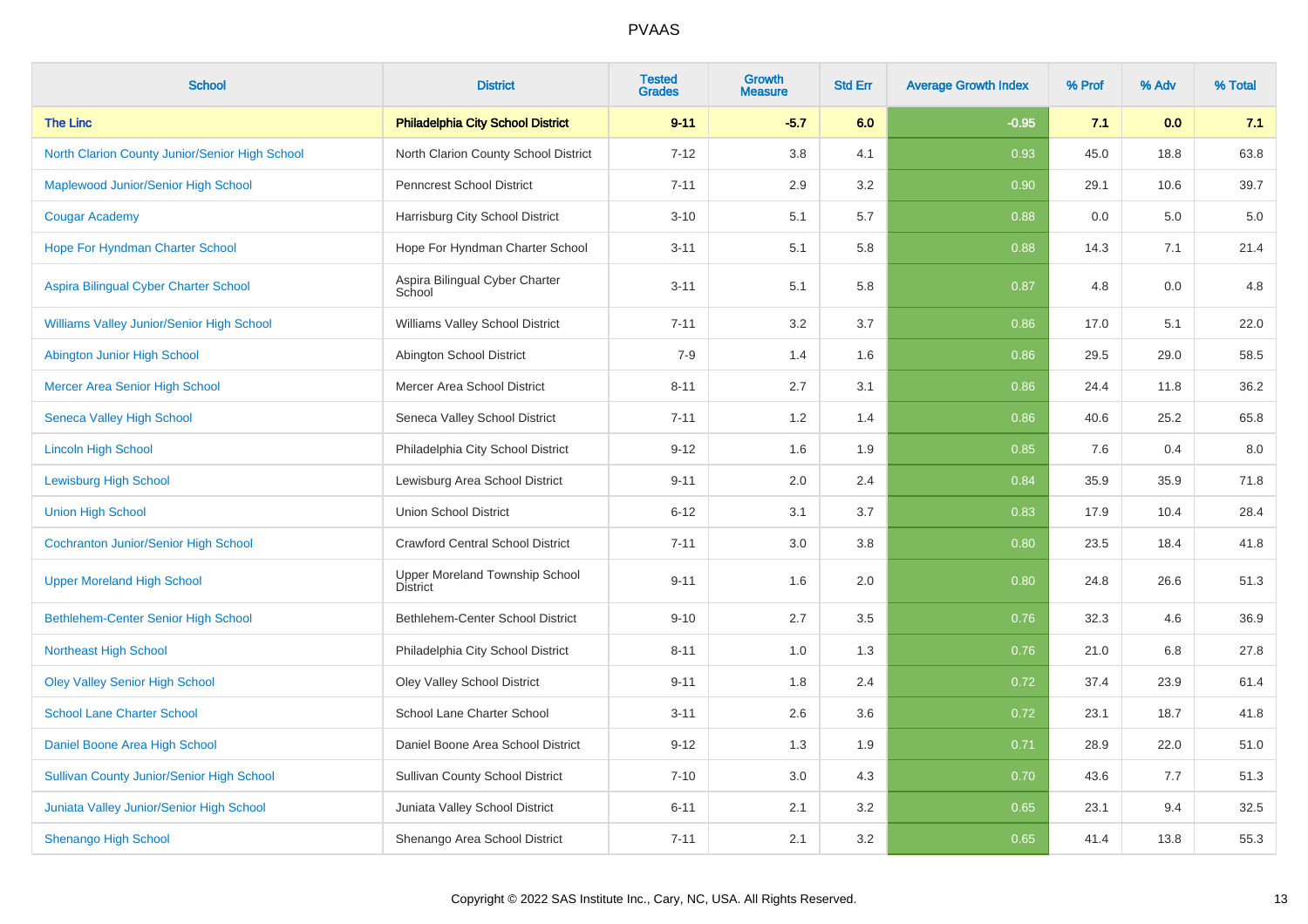# PVAAS

| School | District | Tested Grades | Growth Measure | Std Err | Average Growth Index | % Prof | % Adv | % Total |
|---|---|---|---|---|---|---|---|---|
| **The Linc** | **Philadelphia City School District** | **9-11** | **-5.7** | **6.0** | **-0.95** | **7.1** | **0.0** | **7.1** |
| North Clarion County Junior/Senior High School | North Clarion County School District | 7-12 | 3.8 | 4.1 | 0.93 | 45.0 | 18.8 | 63.8 |
| Maplewood Junior/Senior High School | Penncrest School District | 7-11 | 2.9 | 3.2 | 0.90 | 29.1 | 10.6 | 39.7 |
| Cougar Academy | Harrisburg City School District | 3-10 | 5.1 | 5.7 | 0.88 | 0.0 | 5.0 | 5.0 |
| Hope For Hyndman Charter School | Hope For Hyndman Charter School | 3-11 | 5.1 | 5.8 | 0.88 | 14.3 | 7.1 | 21.4 |
| Aspira Bilingual Cyber Charter School | Aspira Bilingual Cyber Charter School | 3-11 | 5.1 | 5.8 | 0.87 | 4.8 | 0.0 | 4.8 |
| Williams Valley Junior/Senior High School | Williams Valley School District | 7-11 | 3.2 | 3.7 | 0.86 | 17.0 | 5.1 | 22.0 |
| Abington Junior High School | Abington School District | 7-9 | 1.4 | 1.6 | 0.86 | 29.5 | 29.0 | 58.5 |
| Mercer Area Senior High School | Mercer Area School District | 8-11 | 2.7 | 3.1 | 0.86 | 24.4 | 11.8 | 36.2 |
| Seneca Valley High School | Seneca Valley School District | 7-11 | 1.2 | 1.4 | 0.86 | 40.6 | 25.2 | 65.8 |
| Lincoln High School | Philadelphia City School District | 9-12 | 1.6 | 1.9 | 0.85 | 7.6 | 0.4 | 8.0 |
| Lewisburg High School | Lewisburg Area School District | 9-11 | 2.0 | 2.4 | 0.84 | 35.9 | 35.9 | 71.8 |
| Union High School | Union School District | 6-12 | 3.1 | 3.7 | 0.83 | 17.9 | 10.4 | 28.4 |
| Cochranton Junior/Senior High School | Crawford Central School District | 7-11 | 3.0 | 3.8 | 0.80 | 23.5 | 18.4 | 41.8 |
| Upper Moreland High School | Upper Moreland Township School District | 9-11 | 1.6 | 2.0 | 0.80 | 24.8 | 26.6 | 51.3 |
| Bethlehem-Center Senior High School | Bethlehem-Center School District | 9-10 | 2.7 | 3.5 | 0.76 | 32.3 | 4.6 | 36.9 |
| Northeast High School | Philadelphia City School District | 8-11 | 1.0 | 1.3 | 0.76 | 21.0 | 6.8 | 27.8 |
| Oley Valley Senior High School | Oley Valley School District | 9-11 | 1.8 | 2.4 | 0.72 | 37.4 | 23.9 | 61.4 |
| School Lane Charter School | School Lane Charter School | 3-11 | 2.6 | 3.6 | 0.72 | 23.1 | 18.7 | 41.8 |
| Daniel Boone Area High School | Daniel Boone Area School District | 9-12 | 1.3 | 1.9 | 0.71 | 28.9 | 22.0 | 51.0 |
| Sullivan County Junior/Senior High School | Sullivan County School District | 7-10 | 3.0 | 4.3 | 0.70 | 43.6 | 7.7 | 51.3 |
| Juniata Valley Junior/Senior High School | Juniata Valley School District | 6-11 | 2.1 | 3.2 | 0.65 | 23.1 | 9.4 | 32.5 |
| Shenango High School | Shenango Area School District | 7-11 | 2.1 | 3.2 | 0.65 | 41.4 | 13.8 | 55.3 |

Copyright © 2022 SAS Institute Inc., Cary, NC, USA. All Rights Reserved.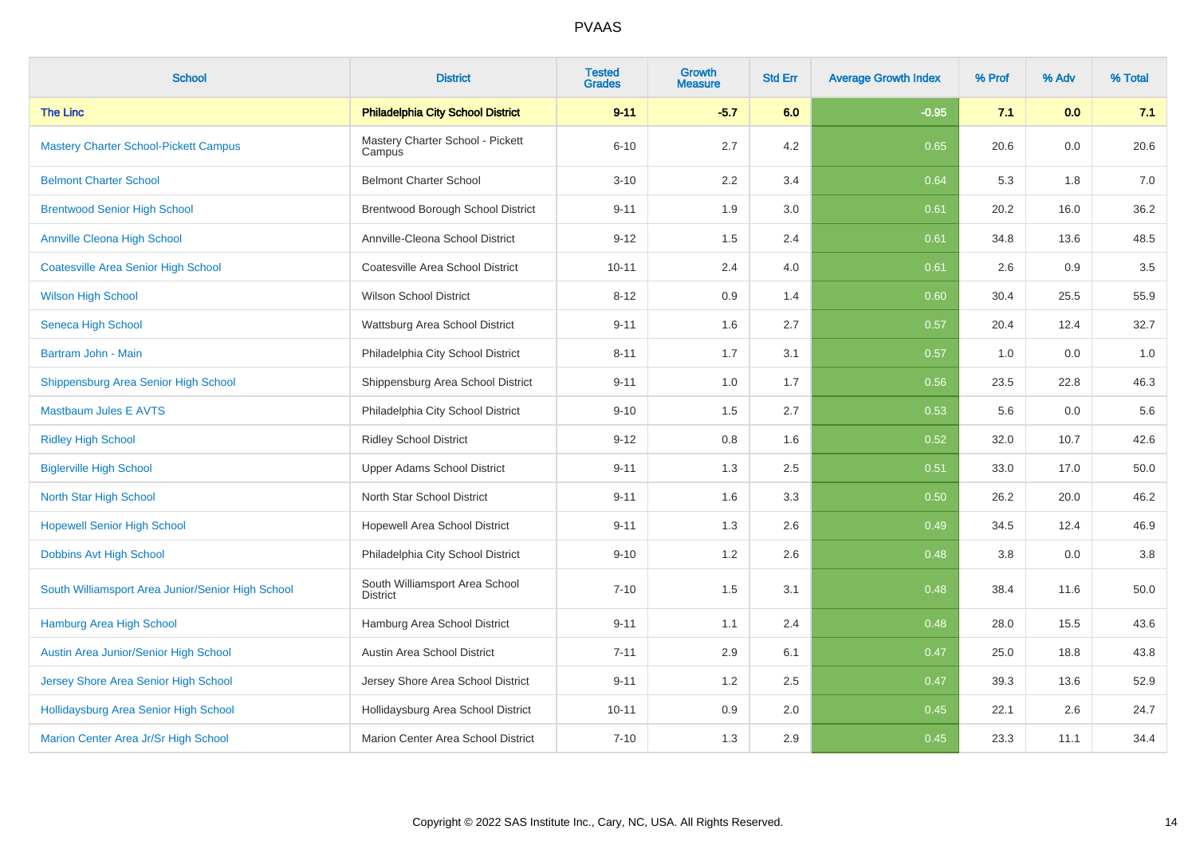# PVAAS

| School | District | Tested Grades | Growth Measure | Std Err | Average Growth Index | % Prof | % Adv | % Total |
|---|---|---|---|---|---|---|---|---|
| **The Linc** | **Philadelphia City School District** | **9-11** | **-5.7** | **6.0** | **-0.95** | **7.1** | **0.0** | **7.1** |
| Mastery Charter School-Pickett Campus | Mastery Charter School - Pickett Campus | 6-10 | 2.7 | 4.2 | 0.65 | 20.6 | 0.0 | 20.6 |
| Belmont Charter School | Belmont Charter School | 3-10 | 2.2 | 3.4 | 0.64 | 5.3 | 1.8 | 7.0 |
| Brentwood Senior High School | Brentwood Borough School District | 9-11 | 1.9 | 3.0 | 0.61 | 20.2 | 16.0 | 36.2 |
| Annville Cleona High School | Annville-Cleona School District | 9-12 | 1.5 | 2.4 | 0.61 | 34.8 | 13.6 | 48.5 |
| Coatesville Area Senior High School | Coatesville Area School District | 10-11 | 2.4 | 4.0 | 0.61 | 2.6 | 0.9 | 3.5 |
| Wilson High School | Wilson School District | 8-12 | 0.9 | 1.4 | 0.60 | 30.4 | 25.5 | 55.9 |
| Seneca High School | Wattsburg Area School District | 9-11 | 1.6 | 2.7 | 0.57 | 20.4 | 12.4 | 32.7 |
| Bartram John - Main | Philadelphia City School District | 8-11 | 1.7 | 3.1 | 0.57 | 1.0 | 0.0 | 1.0 |
| Shippensburg Area Senior High School | Shippensburg Area School District | 9-11 | 1.0 | 1.7 | 0.56 | 23.5 | 22.8 | 46.3 |
| Mastbaum Jules E AVTS | Philadelphia City School District | 9-10 | 1.5 | 2.7 | 0.53 | 5.6 | 0.0 | 5.6 |
| Ridley High School | Ridley School District | 9-12 | 0.8 | 1.6 | 0.52 | 32.0 | 10.7 | 42.6 |
| Biglerville High School | Upper Adams School District | 9-11 | 1.3 | 2.5 | 0.51 | 33.0 | 17.0 | 50.0 |
| North Star High School | North Star School District | 9-11 | 1.6 | 3.3 | 0.50 | 26.2 | 20.0 | 46.2 |
| Hopewell Senior High School | Hopewell Area School District | 9-11 | 1.3 | 2.6 | 0.49 | 34.5 | 12.4 | 46.9 |
| Dobbins Avt High School | Philadelphia City School District | 9-10 | 1.2 | 2.6 | 0.48 | 3.8 | 0.0 | 3.8 |
| South Williamsport Area Junior/Senior High School | South Williamsport Area School District | 7-10 | 1.5 | 3.1 | 0.48 | 38.4 | 11.6 | 50.0 |
| Hamburg Area High School | Hamburg Area School District | 9-11 | 1.1 | 2.4 | 0.48 | 28.0 | 15.5 | 43.6 |
| Austin Area Junior/Senior High School | Austin Area School District | 7-11 | 2.9 | 6.1 | 0.47 | 25.0 | 18.8 | 43.8 |
| Jersey Shore Area Senior High School | Jersey Shore Area School District | 9-11 | 1.2 | 2.5 | 0.47 | 39.3 | 13.6 | 52.9 |
| Hollidaysburg Area Senior High School | Hollidaysburg Area School District | 10-11 | 0.9 | 2.0 | 0.45 | 22.1 | 2.6 | 24.7 |
| Marion Center Area Jr/Sr High School | Marion Center Area School District | 7-10 | 1.3 | 2.9 | 0.45 | 23.3 | 11.1 | 34.4 |

Copyright © 2022 SAS Institute Inc., Cary, NC, USA. All Rights Reserved.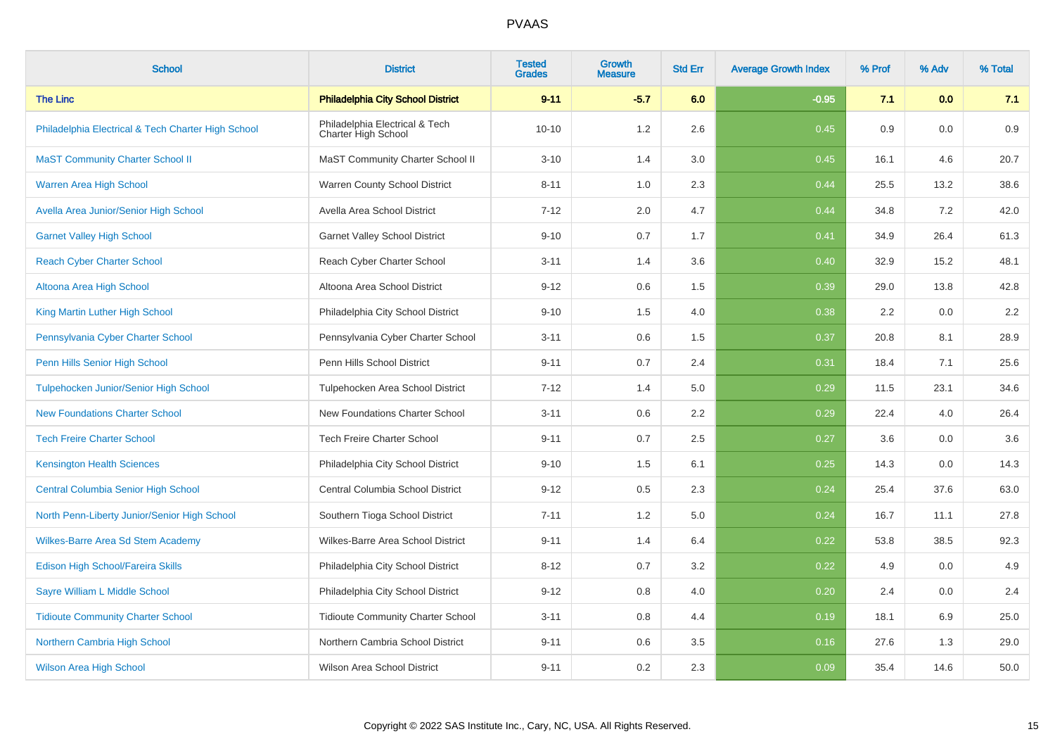# PVAAS

| School | District | Tested Grades | Growth Measure | Std Err | Average Growth Index | % Prof | % Adv | % Total |
|---|---|---|---|---|---|---|---|---|
| **The Linc** | **Philadelphia City School District** | **9-11** | **-5.7** | **6.0** | **-0.95** | **7.1** | **0.0** | **7.1** |
| Philadelphia Electrical & Tech Charter High School | Philadelphia Electrical & Tech Charter High School | 10-10 | 1.2 | 2.6 | 0.45 | 0.9 | 0.0 | 0.9 |
| MaST Community Charter School II | MaST Community Charter School II | 3-10 | 1.4 | 3.0 | 0.45 | 16.1 | 4.6 | 20.7 |
| Warren Area High School | Warren County School District | 8-11 | 1.0 | 2.3 | 0.44 | 25.5 | 13.2 | 38.6 |
| Avella Area Junior/Senior High School | Avella Area School District | 7-12 | 2.0 | 4.7 | 0.44 | 34.8 | 7.2 | 42.0 |
| Garnet Valley High School | Garnet Valley School District | 9-10 | 0.7 | 1.7 | 0.41 | 34.9 | 26.4 | 61.3 |
| Reach Cyber Charter School | Reach Cyber Charter School | 3-11 | 1.4 | 3.6 | 0.40 | 32.9 | 15.2 | 48.1 |
| Altoona Area High School | Altoona Area School District | 9-12 | 0.6 | 1.5 | 0.39 | 29.0 | 13.8 | 42.8 |
| King Martin Luther High School | Philadelphia City School District | 9-10 | 1.5 | 4.0 | 0.38 | 2.2 | 0.0 | 2.2 |
| Pennsylvania Cyber Charter School | Pennsylvania Cyber Charter School | 3-11 | 0.6 | 1.5 | 0.37 | 20.8 | 8.1 | 28.9 |
| Penn Hills Senior High School | Penn Hills School District | 9-11 | 0.7 | 2.4 | 0.31 | 18.4 | 7.1 | 25.6 |
| Tulpehocken Junior/Senior High School | Tulpehocken Area School District | 7-12 | 1.4 | 5.0 | 0.29 | 11.5 | 23.1 | 34.6 |
| New Foundations Charter School | New Foundations Charter School | 3-11 | 0.6 | 2.2 | 0.29 | 22.4 | 4.0 | 26.4 |
| Tech Freire Charter School | Tech Freire Charter School | 9-11 | 0.7 | 2.5 | 0.27 | 3.6 | 0.0 | 3.6 |
| Kensington Health Sciences | Philadelphia City School District | 9-10 | 1.5 | 6.1 | 0.25 | 14.3 | 0.0 | 14.3 |
| Central Columbia Senior High School | Central Columbia School District | 9-12 | 0.5 | 2.3 | 0.24 | 25.4 | 37.6 | 63.0 |
| North Penn-Liberty Junior/Senior High School | Southern Tioga School District | 7-11 | 1.2 | 5.0 | 0.24 | 16.7 | 11.1 | 27.8 |
| Wilkes-Barre Area Sd Stem Academy | Wilkes-Barre Area School District | 9-11 | 1.4 | 6.4 | 0.22 | 53.8 | 38.5 | 92.3 |
| Edison High School/Fareira Skills | Philadelphia City School District | 8-12 | 0.7 | 3.2 | 0.22 | 4.9 | 0.0 | 4.9 |
| Sayre William L Middle School | Philadelphia City School District | 9-12 | 0.8 | 4.0 | 0.20 | 2.4 | 0.0 | 2.4 |
| Tidioute Community Charter School | Tidioute Community Charter School | 3-11 | 0.8 | 4.4 | 0.19 | 18.1 | 6.9 | 25.0 |
| Northern Cambria High School | Northern Cambria School District | 9-11 | 0.6 | 3.5 | 0.16 | 27.6 | 1.3 | 29.0 |
| Wilson Area High School | Wilson Area School District | 9-11 | 0.2 | 2.3 | 0.09 | 35.4 | 14.6 | 50.0 |

Copyright © 2022 SAS Institute Inc., Cary, NC, USA. All Rights Reserved.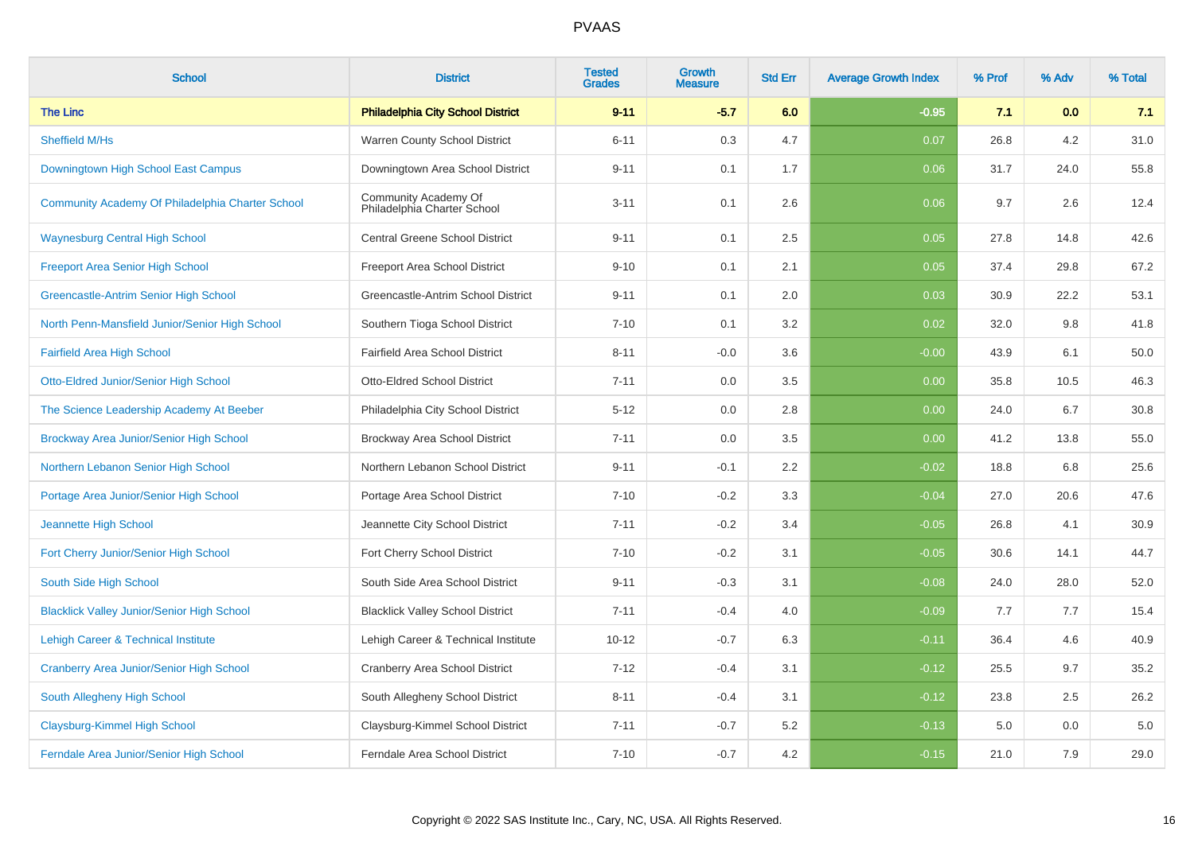# PVAAS

| School | District | Tested Grades | Growth Measure | Std Err | Average Growth Index | % Prof | % Adv | % Total |
|---|---|---|---|---|---|---|---|---|
| **The Linc** | **Philadelphia City School District** | **9-11** | **-5.7** | **6.0** | **-0.95** | **7.1** | **0.0** | **7.1** |
| Sheffield M/Hs | Warren County School District | 6-11 | 0.3 | 4.7 | 0.07 | 26.8 | 4.2 | 31.0 |
| Downingtown High School East Campus | Downingtown Area School District | 9-11 | 0.1 | 1.7 | 0.06 | 31.7 | 24.0 | 55.8 |
| Community Academy Of Philadelphia Charter School | Community Academy Of Philadelphia Charter School | 3-11 | 0.1 | 2.6 | 0.06 | 9.7 | 2.6 | 12.4 |
| Waynesburg Central High School | Central Greene School District | 9-11 | 0.1 | 2.5 | 0.05 | 27.8 | 14.8 | 42.6 |
| Freeport Area Senior High School | Freeport Area School District | 9-10 | 0.1 | 2.1 | 0.05 | 37.4 | 29.8 | 67.2 |
| Greencastle-Antrim Senior High School | Greencastle-Antrim School District | 9-11 | 0.1 | 2.0 | 0.03 | 30.9 | 22.2 | 53.1 |
| North Penn-Mansfield Junior/Senior High School | Southern Tioga School District | 7-10 | 0.1 | 3.2 | 0.02 | 32.0 | 9.8 | 41.8 |
| Fairfield Area High School | Fairfield Area School District | 8-11 | -0.0 | 3.6 | -0.00 | 43.9 | 6.1 | 50.0 |
| Otto-Eldred Junior/Senior High School | Otto-Eldred School District | 7-11 | 0.0 | 3.5 | 0.00 | 35.8 | 10.5 | 46.3 |
| The Science Leadership Academy At Beeber | Philadelphia City School District | 5-12 | 0.0 | 2.8 | 0.00 | 24.0 | 6.7 | 30.8 |
| Brockway Area Junior/Senior High School | Brockway Area School District | 7-11 | 0.0 | 3.5 | 0.00 | 41.2 | 13.8 | 55.0 |
| Northern Lebanon Senior High School | Northern Lebanon School District | 9-11 | -0.1 | 2.2 | -0.02 | 18.8 | 6.8 | 25.6 |
| Portage Area Junior/Senior High School | Portage Area School District | 7-10 | -0.2 | 3.3 | -0.04 | 27.0 | 20.6 | 47.6 |
| Jeannette High School | Jeannette City School District | 7-11 | -0.2 | 3.4 | -0.05 | 26.8 | 4.1 | 30.9 |
| Fort Cherry Junior/Senior High School | Fort Cherry School District | 7-10 | -0.2 | 3.1 | -0.05 | 30.6 | 14.1 | 44.7 |
| South Side High School | South Side Area School District | 9-11 | -0.3 | 3.1 | -0.08 | 24.0 | 28.0 | 52.0 |
| Blacklick Valley Junior/Senior High School | Blacklick Valley School District | 7-11 | -0.4 | 4.0 | -0.09 | 7.7 | 7.7 | 15.4 |
| Lehigh Career & Technical Institute | Lehigh Career & Technical Institute | 10-12 | -0.7 | 6.3 | -0.11 | 36.4 | 4.6 | 40.9 |
| Cranberry Area Junior/Senior High School | Cranberry Area School District | 7-12 | -0.4 | 3.1 | -0.12 | 25.5 | 9.7 | 35.2 |
| South Allegheny High School | South Allegheny School District | 8-11 | -0.4 | 3.1 | -0.12 | 23.8 | 2.5 | 26.2 |
| Claysburg-Kimmel High School | Claysburg-Kimmel School District | 7-11 | -0.7 | 5.2 | -0.13 | 5.0 | 0.0 | 5.0 |
| Ferndale Area Junior/Senior High School | Ferndale Area School District | 7-10 | -0.7 | 4.2 | -0.15 | 21.0 | 7.9 | 29.0 |

Copyright © 2022 SAS Institute Inc., Cary, NC, USA. All Rights Reserved.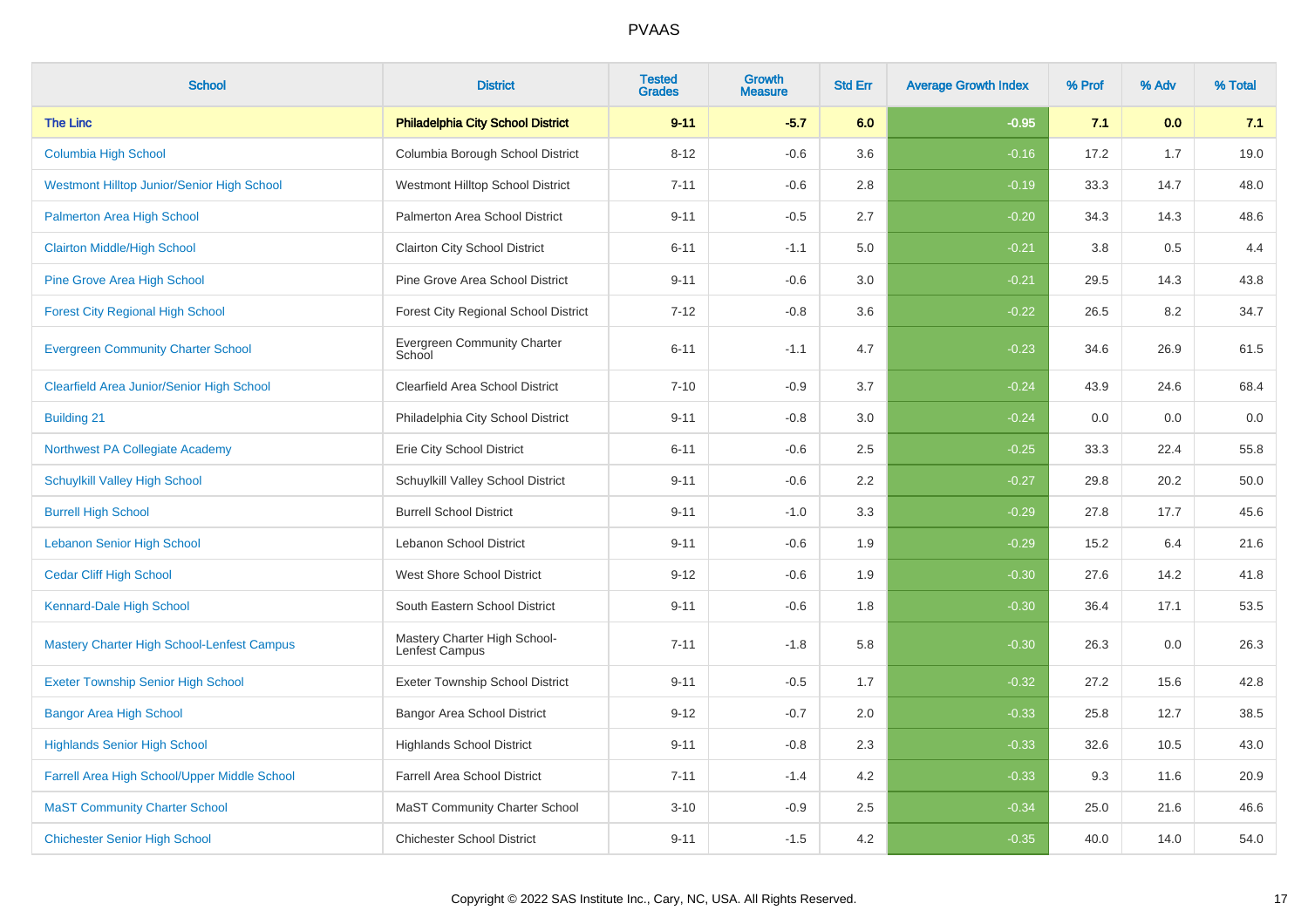# PVAAS

| School | District | Tested Grades | Growth Measure | Std Err | Average Growth Index | % Prof | % Adv | % Total |
|---|---|---|---|---|---|---|---|---|
| **The Linc** | **Philadelphia City School District** | **9-11** | **-5.7** | **6.0** | **-0.95** | **7.1** | **0.0** | **7.1** |
| Columbia High School | Columbia Borough School District | 8-12 | -0.6 | 3.6 | -0.16 | 17.2 | 1.7 | 19.0 |
| Westmont Hilltop Junior/Senior High School | Westmont Hilltop School District | 7-11 | -0.6 | 2.8 | -0.19 | 33.3 | 14.7 | 48.0 |
| Palmerton Area High School | Palmerton Area School District | 9-11 | -0.5 | 2.7 | -0.20 | 34.3 | 14.3 | 48.6 |
| Clairton Middle/High School | Clairton City School District | 6-11 | -1.1 | 5.0 | -0.21 | 3.8 | 0.5 | 4.4 |
| Pine Grove Area High School | Pine Grove Area School District | 9-11 | -0.6 | 3.0 | -0.21 | 29.5 | 14.3 | 43.8 |
| Forest City Regional High School | Forest City Regional School District | 7-12 | -0.8 | 3.6 | -0.22 | 26.5 | 8.2 | 34.7 |
| Evergreen Community Charter School | Evergreen Community Charter School | 6-11 | -1.1 | 4.7 | -0.23 | 34.6 | 26.9 | 61.5 |
| Clearfield Area Junior/Senior High School | Clearfield Area School District | 7-10 | -0.9 | 3.7 | -0.24 | 43.9 | 24.6 | 68.4 |
| Building 21 | Philadelphia City School District | 9-11 | -0.8 | 3.0 | -0.24 | 0.0 | 0.0 | 0.0 |
| Northwest PA Collegiate Academy | Erie City School District | 6-11 | -0.6 | 2.5 | -0.25 | 33.3 | 22.4 | 55.8 |
| Schuylkill Valley High School | Schuylkill Valley School District | 9-11 | -0.6 | 2.2 | -0.27 | 29.8 | 20.2 | 50.0 |
| Burrell High School | Burrell School District | 9-11 | -1.0 | 3.3 | -0.29 | 27.8 | 17.7 | 45.6 |
| Lebanon Senior High School | Lebanon School District | 9-11 | -0.6 | 1.9 | -0.29 | 15.2 | 6.4 | 21.6 |
| Cedar Cliff High School | West Shore School District | 9-12 | -0.6 | 1.9 | -0.30 | 27.6 | 14.2 | 41.8 |
| Kennard-Dale High School | South Eastern School District | 9-11 | -0.6 | 1.8 | -0.30 | 36.4 | 17.1 | 53.5 |
| Mastery Charter High School-Lenfest Campus | Mastery Charter High School-Lenfest Campus | 7-11 | -1.8 | 5.8 | -0.30 | 26.3 | 0.0 | 26.3 |
| Exeter Township Senior High School | Exeter Township School District | 9-11 | -0.5 | 1.7 | -0.32 | 27.2 | 15.6 | 42.8 |
| Bangor Area High School | Bangor Area School District | 9-12 | -0.7 | 2.0 | -0.33 | 25.8 | 12.7 | 38.5 |
| Highlands Senior High School | Highlands School District | 9-11 | -0.8 | 2.3 | -0.33 | 32.6 | 10.5 | 43.0 |
| Farrell Area High School/Upper Middle School | Farrell Area School District | 7-11 | -1.4 | 4.2 | -0.33 | 9.3 | 11.6 | 20.9 |
| MaST Community Charter School | MaST Community Charter School | 3-10 | -0.9 | 2.5 | -0.34 | 25.0 | 21.6 | 46.6 |
| Chichester Senior High School | Chichester School District | 9-11 | -1.5 | 4.2 | -0.35 | 40.0 | 14.0 | 54.0 |

Copyright © 2022 SAS Institute Inc., Cary, NC, USA. All Rights Reserved.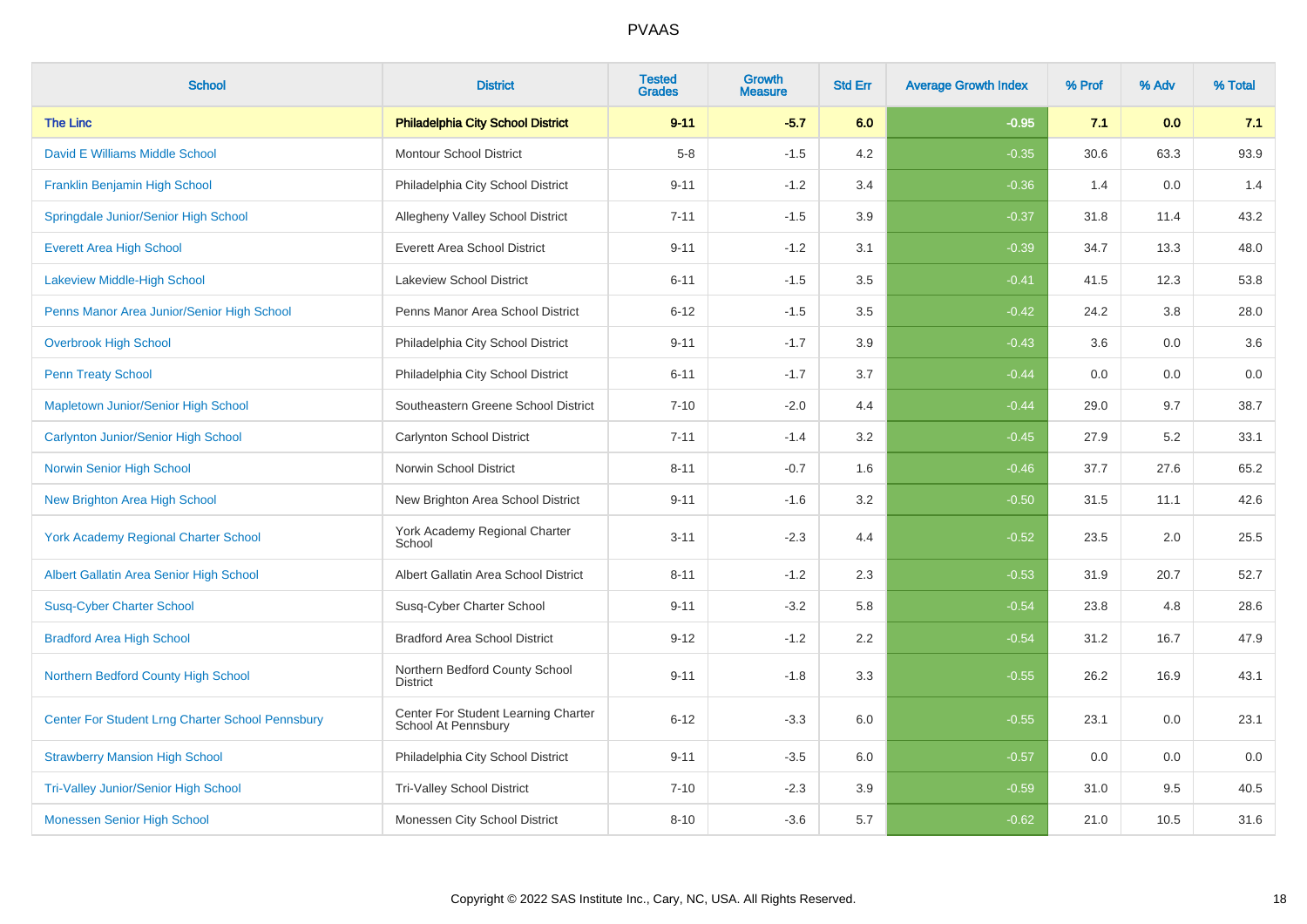# PVAAS

| School | District | Tested Grades | Growth Measure | Std Err | Average Growth Index | % Prof | % Adv | % Total |
|---|---|---|---|---|---|---|---|---|
| **The Linc** | **Philadelphia City School District** | **9-11** | **-5.7** | **6.0** | **-0.95** | **7.1** | **0.0** | **7.1** |
| David E Williams Middle School | Montour School District | 5-8 | -1.5 | 4.2 | -0.35 | 30.6 | 63.3 | 93.9 |
| Franklin Benjamin High School | Philadelphia City School District | 9-11 | -1.2 | 3.4 | -0.36 | 1.4 | 0.0 | 1.4 |
| Springdale Junior/Senior High School | Allegheny Valley School District | 7-11 | -1.5 | 3.9 | -0.37 | 31.8 | 11.4 | 43.2 |
| Everett Area High School | Everett Area School District | 9-11 | -1.2 | 3.1 | -0.39 | 34.7 | 13.3 | 48.0 |
| Lakeview Middle-High School | Lakeview School District | 6-11 | -1.5 | 3.5 | -0.41 | 41.5 | 12.3 | 53.8 |
| Penns Manor Area Junior/Senior High School | Penns Manor Area School District | 6-12 | -1.5 | 3.5 | -0.42 | 24.2 | 3.8 | 28.0 |
| Overbrook High School | Philadelphia City School District | 9-11 | -1.7 | 3.9 | -0.43 | 3.6 | 0.0 | 3.6 |
| Penn Treaty School | Philadelphia City School District | 6-11 | -1.7 | 3.7 | -0.44 | 0.0 | 0.0 | 0.0 |
| Mapletown Junior/Senior High School | Southeastern Greene School District | 7-10 | -2.0 | 4.4 | -0.44 | 29.0 | 9.7 | 38.7 |
| Carlynton Junior/Senior High School | Carlynton School District | 7-11 | -1.4 | 3.2 | -0.45 | 27.9 | 5.2 | 33.1 |
| Norwin Senior High School | Norwin School District | 8-11 | -0.7 | 1.6 | -0.46 | 37.7 | 27.6 | 65.2 |
| New Brighton Area High School | New Brighton Area School District | 9-11 | -1.6 | 3.2 | -0.50 | 31.5 | 11.1 | 42.6 |
| York Academy Regional Charter School | York Academy Regional Charter School | 3-11 | -2.3 | 4.4 | -0.52 | 23.5 | 2.0 | 25.5 |
| Albert Gallatin Area Senior High School | Albert Gallatin Area School District | 8-11 | -1.2 | 2.3 | -0.53 | 31.9 | 20.7 | 52.7 |
| Susq-Cyber Charter School | Susq-Cyber Charter School | 9-11 | -3.2 | 5.8 | -0.54 | 23.8 | 4.8 | 28.6 |
| Bradford Area High School | Bradford Area School District | 9-12 | -1.2 | 2.2 | -0.54 | 31.2 | 16.7 | 47.9 |
| Northern Bedford County High School | Northern Bedford County School District | 9-11 | -1.8 | 3.3 | -0.55 | 26.2 | 16.9 | 43.1 |
| Center For Student Lrng Charter School Pennsbury | Center For Student Learning Charter School At Pennsbury | 6-12 | -3.3 | 6.0 | -0.55 | 23.1 | 0.0 | 23.1 |
| Strawberry Mansion High School | Philadelphia City School District | 9-11 | -3.5 | 6.0 | -0.57 | 0.0 | 0.0 | 0.0 |
| Tri-Valley Junior/Senior High School | Tri-Valley School District | 7-10 | -2.3 | 3.9 | -0.59 | 31.0 | 9.5 | 40.5 |
| Monessen Senior High School | Monessen City School District | 8-10 | -3.6 | 5.7 | -0.62 | 21.0 | 10.5 | 31.6 |

Copyright © 2022 SAS Institute Inc., Cary, NC, USA. All Rights Reserved.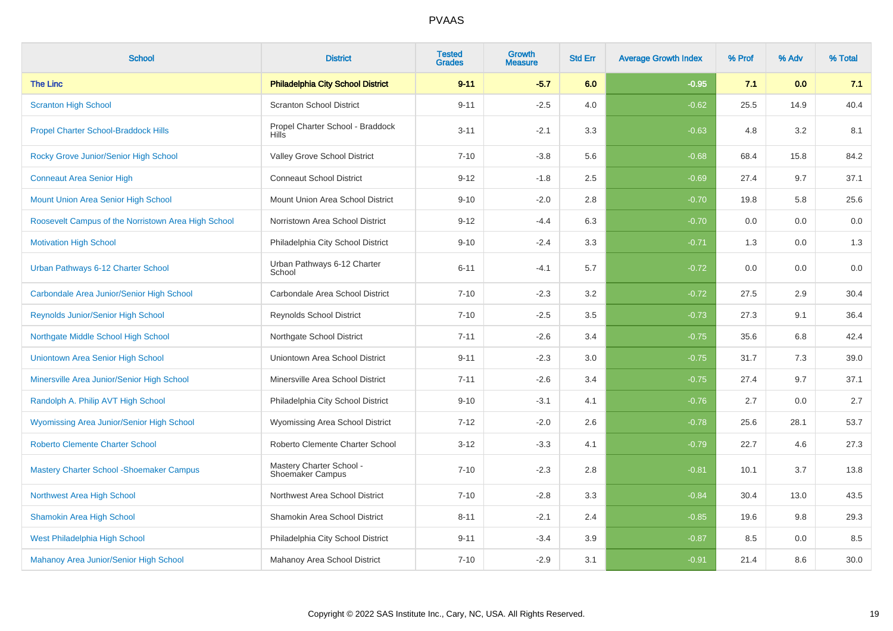# PVAAS

| School | District | Tested Grades | Growth Measure | Std Err | Average Growth Index | % Prof | % Adv | % Total |
|---|---|---|---|---|---|---|---|---|
| **The Linc** | **Philadelphia City School District** | **9-11** | **-5.7** | **6.0** | **-0.95** | **7.1** | **0.0** | **7.1** |
| Scranton High School | Scranton School District | 9-11 | -2.5 | 4.0 | -0.62 | 25.5 | 14.9 | 40.4 |
| Propel Charter School-Braddock Hills | Propel Charter School - Braddock Hills | 3-11 | -2.1 | 3.3 | -0.63 | 4.8 | 3.2 | 8.1 |
| Rocky Grove Junior/Senior High School | Valley Grove School District | 7-10 | -3.8 | 5.6 | -0.68 | 68.4 | 15.8 | 84.2 |
| Conneaut Area Senior High | Conneaut School District | 9-12 | -1.8 | 2.5 | -0.69 | 27.4 | 9.7 | 37.1 |
| Mount Union Area Senior High School | Mount Union Area School District | 9-10 | -2.0 | 2.8 | -0.70 | 19.8 | 5.8 | 25.6 |
| Roosevelt Campus of the Norristown Area High School | Norristown Area School District | 9-12 | -4.4 | 6.3 | -0.70 | 0.0 | 0.0 | 0.0 |
| Motivation High School | Philadelphia City School District | 9-10 | -2.4 | 3.3 | -0.71 | 1.3 | 0.0 | 1.3 |
| Urban Pathways 6-12 Charter School | Urban Pathways 6-12 Charter School | 6-11 | -4.1 | 5.7 | -0.72 | 0.0 | 0.0 | 0.0 |
| Carbondale Area Junior/Senior High School | Carbondale Area School District | 7-10 | -2.3 | 3.2 | -0.72 | 27.5 | 2.9 | 30.4 |
| Reynolds Junior/Senior High School | Reynolds School District | 7-10 | -2.5 | 3.5 | -0.73 | 27.3 | 9.1 | 36.4 |
| Northgate Middle School High School | Northgate School District | 7-11 | -2.6 | 3.4 | -0.75 | 35.6 | 6.8 | 42.4 |
| Uniontown Area Senior High School | Uniontown Area School District | 9-11 | -2.3 | 3.0 | -0.75 | 31.7 | 7.3 | 39.0 |
| Minersville Area Junior/Senior High School | Minersville Area School District | 7-11 | -2.6 | 3.4 | -0.75 | 27.4 | 9.7 | 37.1 |
| Randolph A. Philip AVT High School | Philadelphia City School District | 9-10 | -3.1 | 4.1 | -0.76 | 2.7 | 0.0 | 2.7 |
| Wyomissing Area Junior/Senior High School | Wyomissing Area School District | 7-12 | -2.0 | 2.6 | -0.78 | 25.6 | 28.1 | 53.7 |
| Roberto Clemente Charter School | Roberto Clemente Charter School | 3-12 | -3.3 | 4.1 | -0.79 | 22.7 | 4.6 | 27.3 |
| Mastery Charter School -Shoemaker Campus | Mastery Charter School - Shoemaker Campus | 7-10 | -2.3 | 2.8 | -0.81 | 10.1 | 3.7 | 13.8 |
| Northwest Area High School | Northwest Area School District | 7-10 | -2.8 | 3.3 | -0.84 | 30.4 | 13.0 | 43.5 |
| Shamokin Area High School | Shamokin Area School District | 8-11 | -2.1 | 2.4 | -0.85 | 19.6 | 9.8 | 29.3 |
| West Philadelphia High School | Philadelphia City School District | 9-11 | -3.4 | 3.9 | -0.87 | 8.5 | 0.0 | 8.5 |
| Mahanoy Area Junior/Senior High School | Mahanoy Area School District | 7-10 | -2.9 | 3.1 | -0.91 | 21.4 | 8.6 | 30.0 |

Copyright © 2022 SAS Institute Inc., Cary, NC, USA. All Rights Reserved.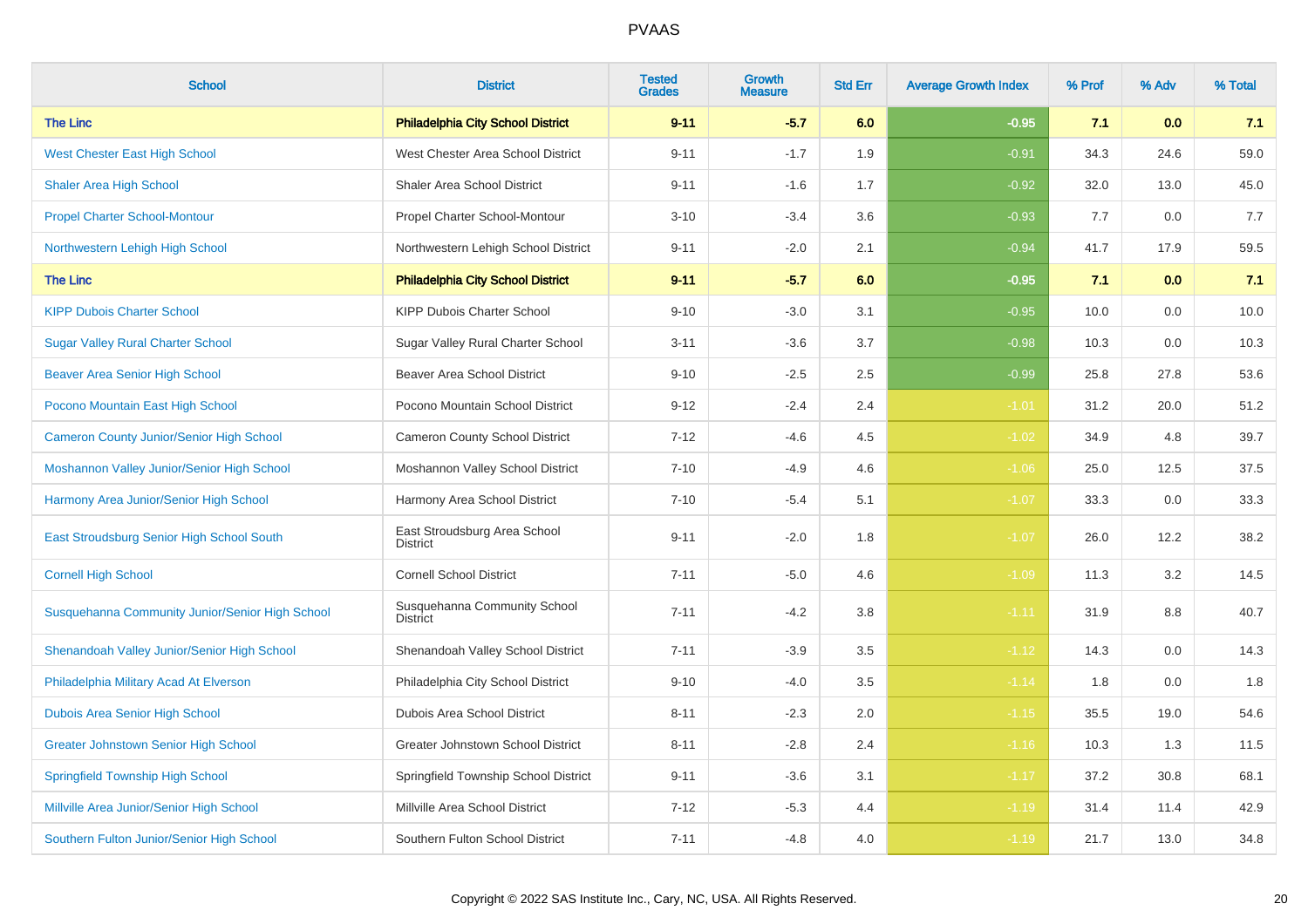# PVAAS

| School | District | Tested Grades | Growth Measure | Std Err | Average Growth Index | % Prof | % Adv | % Total |
|---|---|---|---|---|---|---|---|---|
| **The Linc** | **Philadelphia City School District** | **9-11** | **-5.7** | **6.0** | **-0.95** | **7.1** | **0.0** | **7.1** |
| West Chester East High School | West Chester Area School District | 9-11 | -1.7 | 1.9 | -0.91 | 34.3 | 24.6 | 59.0 |
| Shaler Area High School | Shaler Area School District | 9-11 | -1.6 | 1.7 | -0.92 | 32.0 | 13.0 | 45.0 |
| Propel Charter School-Montour | Propel Charter School-Montour | 3-10 | -3.4 | 3.6 | -0.93 | 7.7 | 0.0 | 7.7 |
| Northwestern Lehigh High School | Northwestern Lehigh School District | 9-11 | -2.0 | 2.1 | -0.94 | 41.7 | 17.9 | 59.5 |
| **The Linc** | **Philadelphia City School District** | **9-11** | **-5.7** | **6.0** | **-0.95** | **7.1** | **0.0** | **7.1** |
| KIPP Dubois Charter School | KIPP Dubois Charter School | 9-10 | -3.0 | 3.1 | -0.95 | 10.0 | 0.0 | 10.0 |
| Sugar Valley Rural Charter School | Sugar Valley Rural Charter School | 3-11 | -3.6 | 3.7 | -0.98 | 10.3 | 0.0 | 10.3 |
| Beaver Area Senior High School | Beaver Area School District | 9-10 | -2.5 | 2.5 | -0.99 | 25.8 | 27.8 | 53.6 |
| Pocono Mountain East High School | Pocono Mountain School District | 9-12 | -2.4 | 2.4 | -1.01 | 31.2 | 20.0 | 51.2 |
| Cameron County Junior/Senior High School | Cameron County School District | 7-12 | -4.6 | 4.5 | -1.02 | 34.9 | 4.8 | 39.7 |
| Moshannon Valley Junior/Senior High School | Moshannon Valley School District | 7-10 | -4.9 | 4.6 | -1.06 | 25.0 | 12.5 | 37.5 |
| Harmony Area Junior/Senior High School | Harmony Area School District | 7-10 | -5.4 | 5.1 | -1.07 | 33.3 | 0.0 | 33.3 |
| East Stroudsburg Senior High School South | East Stroudsburg Area School District | 9-11 | -2.0 | 1.8 | -1.07 | 26.0 | 12.2 | 38.2 |
| Cornell High School | Cornell School District | 7-11 | -5.0 | 4.6 | -1.09 | 11.3 | 3.2 | 14.5 |
| Susquehanna Community Junior/Senior High School | Susquehanna Community School District | 7-11 | -4.2 | 3.8 | -1.11 | 31.9 | 8.8 | 40.7 |
| Shenandoah Valley Junior/Senior High School | Shenandoah Valley School District | 7-11 | -3.9 | 3.5 | -1.12 | 14.3 | 0.0 | 14.3 |
| Philadelphia Military Acad At Elverson | Philadelphia City School District | 9-10 | -4.0 | 3.5 | -1.14 | 1.8 | 0.0 | 1.8 |
| Dubois Area Senior High School | Dubois Area School District | 8-11 | -2.3 | 2.0 | -1.15 | 35.5 | 19.0 | 54.6 |
| Greater Johnstown Senior High School | Greater Johnstown School District | 8-11 | -2.8 | 2.4 | -1.16 | 10.3 | 1.3 | 11.5 |
| Springfield Township High School | Springfield Township School District | 9-11 | -3.6 | 3.1 | -1.17 | 37.2 | 30.8 | 68.1 |
| Millville Area Junior/Senior High School | Millville Area School District | 7-12 | -5.3 | 4.4 | -1.19 | 31.4 | 11.4 | 42.9 |
| Southern Fulton Junior/Senior High School | Southern Fulton School District | 7-11 | -4.8 | 4.0 | -1.19 | 21.7 | 13.0 | 34.8 |

Copyright © 2022 SAS Institute Inc., Cary, NC, USA. All Rights Reserved.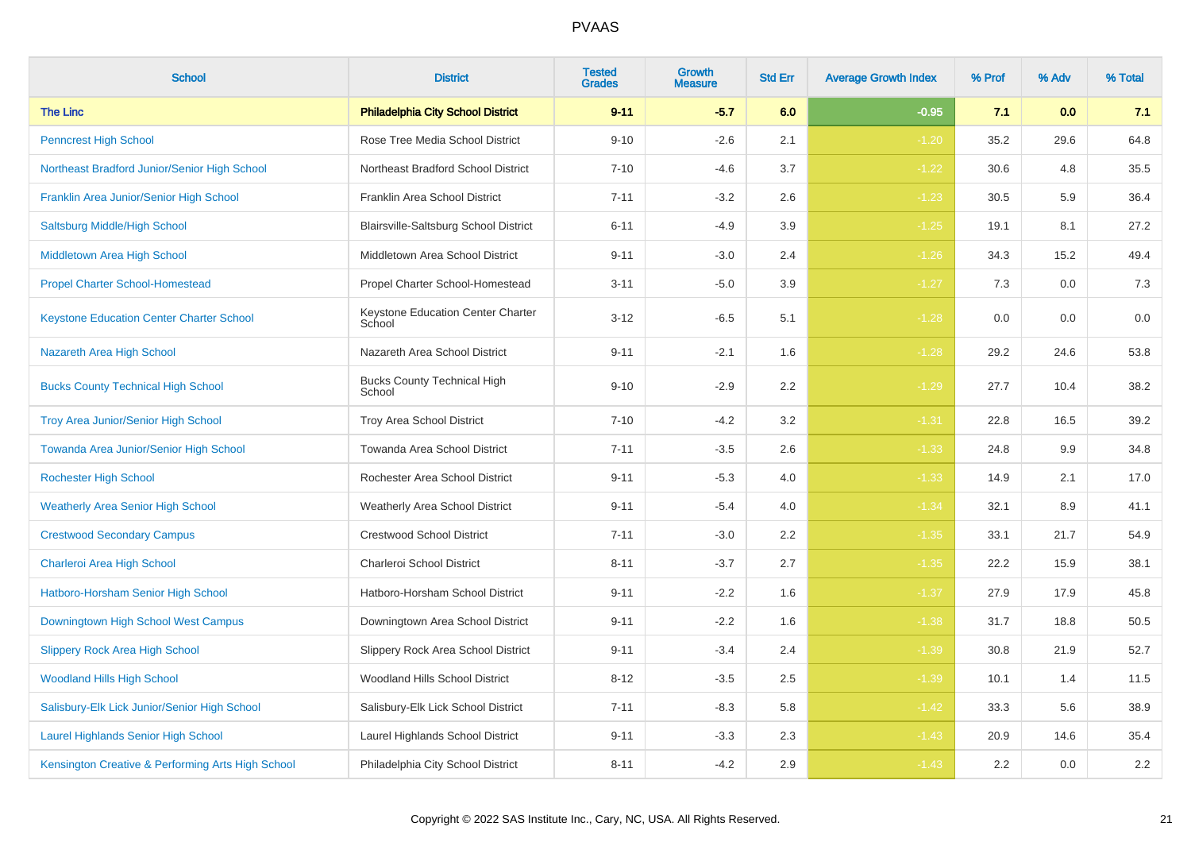# PVAAS

| School | District | Tested Grades | Growth Measure | Std Err | Average Growth Index | % Prof | % Adv | % Total |
|---|---|---|---|---|---|---|---|---|
| **The Linc** | **Philadelphia City School District** | **9-11** | **-5.7** | **6.0** | **-0.95** | **7.1** | **0.0** | **7.1** |
| Penncrest High School | Rose Tree Media School District | 9-10 | -2.6 | 2.1 | -1.20 | 35.2 | 29.6 | 64.8 |
| Northeast Bradford Junior/Senior High School | Northeast Bradford School District | 7-10 | -4.6 | 3.7 | -1.22 | 30.6 | 4.8 | 35.5 |
| Franklin Area Junior/Senior High School | Franklin Area School District | 7-11 | -3.2 | 2.6 | -1.23 | 30.5 | 5.9 | 36.4 |
| Saltsburg Middle/High School | Blairsville-Saltsburg School District | 6-11 | -4.9 | 3.9 | -1.25 | 19.1 | 8.1 | 27.2 |
| Middletown Area High School | Middletown Area School District | 9-11 | -3.0 | 2.4 | -1.26 | 34.3 | 15.2 | 49.4 |
| Propel Charter School-Homestead | Propel Charter School-Homestead | 3-11 | -5.0 | 3.9 | -1.27 | 7.3 | 0.0 | 7.3 |
| Keystone Education Center Charter School | Keystone Education Center Charter School | 3-12 | -6.5 | 5.1 | -1.28 | 0.0 | 0.0 | 0.0 |
| Nazareth Area High School | Nazareth Area School District | 9-11 | -2.1 | 1.6 | -1.28 | 29.2 | 24.6 | 53.8 |
| Bucks County Technical High School | Bucks County Technical High School | 9-10 | -2.9 | 2.2 | -1.29 | 27.7 | 10.4 | 38.2 |
| Troy Area Junior/Senior High School | Troy Area School District | 7-10 | -4.2 | 3.2 | -1.31 | 22.8 | 16.5 | 39.2 |
| Towanda Area Junior/Senior High School | Towanda Area School District | 7-11 | -3.5 | 2.6 | -1.33 | 24.8 | 9.9 | 34.8 |
| Rochester High School | Rochester Area School District | 9-11 | -5.3 | 4.0 | -1.33 | 14.9 | 2.1 | 17.0 |
| Weatherly Area Senior High School | Weatherly Area School District | 9-11 | -5.4 | 4.0 | -1.34 | 32.1 | 8.9 | 41.1 |
| Crestwood Secondary Campus | Crestwood School District | 7-11 | -3.0 | 2.2 | -1.35 | 33.1 | 21.7 | 54.9 |
| Charleroi Area High School | Charleroi School District | 8-11 | -3.7 | 2.7 | -1.35 | 22.2 | 15.9 | 38.1 |
| Hatboro-Horsham Senior High School | Hatboro-Horsham School District | 9-11 | -2.2 | 1.6 | -1.37 | 27.9 | 17.9 | 45.8 |
| Downingtown High School West Campus | Downingtown Area School District | 9-11 | -2.2 | 1.6 | -1.38 | 31.7 | 18.8 | 50.5 |
| Slippery Rock Area High School | Slippery Rock Area School District | 9-11 | -3.4 | 2.4 | -1.39 | 30.8 | 21.9 | 52.7 |
| Woodland Hills High School | Woodland Hills School District | 8-12 | -3.5 | 2.5 | -1.39 | 10.1 | 1.4 | 11.5 |
| Salisbury-Elk Lick Junior/Senior High School | Salisbury-Elk Lick School District | 7-11 | -8.3 | 5.8 | -1.42 | 33.3 | 5.6 | 38.9 |
| Laurel Highlands Senior High School | Laurel Highlands School District | 9-11 | -3.3 | 2.3 | -1.43 | 20.9 | 14.6 | 35.4 |
| Kensington Creative & Performing Arts High School | Philadelphia City School District | 8-11 | -4.2 | 2.9 | -1.43 | 2.2 | 0.0 | 2.2 |

Copyright © 2022 SAS Institute Inc., Cary, NC, USA. All Rights Reserved.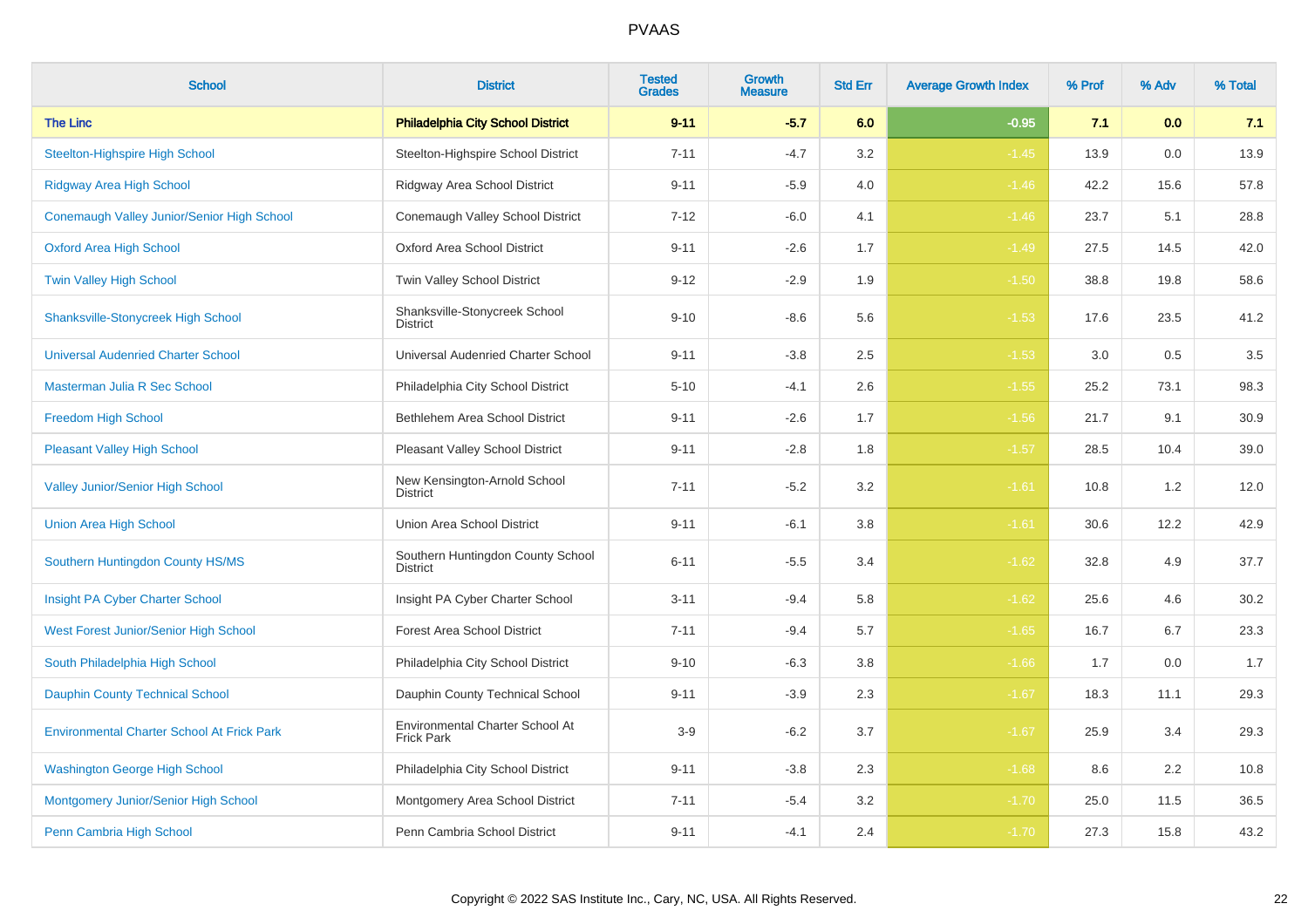PVAAS

| School | District | Tested Grades | Growth Measure | Std Err | Average Growth Index | % Prof | % Adv | % Total |
|---|---|---|---|---|---|---|---|---|
| **The Linc** | **Philadelphia City School District** | **9-11** | **-5.7** | **6.0** | **-0.95** | **7.1** | **0.0** | **7.1** |
| Steelton-Highspire High School | Steelton-Highspire School District | 7-11 | -4.7 | 3.2 | -1.45 | 13.9 | 0.0 | 13.9 |
| Ridgway Area High School | Ridgway Area School District | 9-11 | -5.9 | 4.0 | -1.46 | 42.2 | 15.6 | 57.8 |
| Conemaugh Valley Junior/Senior High School | Conemaugh Valley School District | 7-12 | -6.0 | 4.1 | -1.46 | 23.7 | 5.1 | 28.8 |
| Oxford Area High School | Oxford Area School District | 9-11 | -2.6 | 1.7 | -1.49 | 27.5 | 14.5 | 42.0 |
| Twin Valley High School | Twin Valley School District | 9-12 | -2.9 | 1.9 | -1.50 | 38.8 | 19.8 | 58.6 |
| Shanksville-Stonycreek High School | Shanksville-Stonycreek School District | 9-10 | -8.6 | 5.6 | -1.53 | 17.6 | 23.5 | 41.2 |
| Universal Audenried Charter School | Universal Audenried Charter School | 9-11 | -3.8 | 2.5 | -1.53 | 3.0 | 0.5 | 3.5 |
| Masterman Julia R Sec School | Philadelphia City School District | 5-10 | -4.1 | 2.6 | -1.55 | 25.2 | 73.1 | 98.3 |
| Freedom High School | Bethlehem Area School District | 9-11 | -2.6 | 1.7 | -1.56 | 21.7 | 9.1 | 30.9 |
| Pleasant Valley High School | Pleasant Valley School District | 9-11 | -2.8 | 1.8 | -1.57 | 28.5 | 10.4 | 39.0 |
| Valley Junior/Senior High School | New Kensington-Arnold School District | 7-11 | -5.2 | 3.2 | -1.61 | 10.8 | 1.2 | 12.0 |
| Union Area High School | Union Area School District | 9-11 | -6.1 | 3.8 | -1.61 | 30.6 | 12.2 | 42.9 |
| Southern Huntingdon County HS/MS | Southern Huntingdon County School District | 6-11 | -5.5 | 3.4 | -1.62 | 32.8 | 4.9 | 37.7 |
| Insight PA Cyber Charter School | Insight PA Cyber Charter School | 3-11 | -9.4 | 5.8 | -1.62 | 25.6 | 4.6 | 30.2 |
| West Forest Junior/Senior High School | Forest Area School District | 7-11 | -9.4 | 5.7 | -1.65 | 16.7 | 6.7 | 23.3 |
| South Philadelphia High School | Philadelphia City School District | 9-10 | -6.3 | 3.8 | -1.66 | 1.7 | 0.0 | 1.7 |
| Dauphin County Technical School | Dauphin County Technical School | 9-11 | -3.9 | 2.3 | -1.67 | 18.3 | 11.1 | 29.3 |
| Environmental Charter School At Frick Park | Environmental Charter School At Frick Park | 3-9 | -6.2 | 3.7 | -1.67 | 25.9 | 3.4 | 29.3 |
| Washington George High School | Philadelphia City School District | 9-11 | -3.8 | 2.3 | -1.68 | 8.6 | 2.2 | 10.8 |
| Montgomery Junior/Senior High School | Montgomery Area School District | 7-11 | -5.4 | 3.2 | -1.70 | 25.0 | 11.5 | 36.5 |
| Penn Cambria High School | Penn Cambria School District | 9-11 | -4.1 | 2.4 | -1.70 | 27.3 | 15.8 | 43.2 |

Copyright © 2022 SAS Institute Inc., Cary, NC, USA. All Rights Reserved.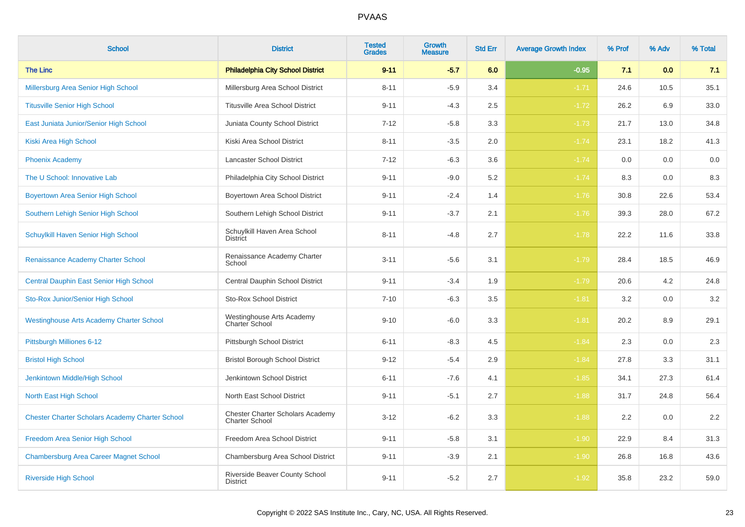| School | District | Tested Grades | Growth Measure | Std Err | Average Growth Index | % Prof | % Adv | % Total |
|---|---|---|---|---|---|---|---|---|
| **The Linc** | **Philadelphia City School District** | **9-11** | **-5.7** | **6.0** | **-0.95** | **7.1** | **0.0** | **7.1** |
| Millersburg Area Senior High School | Millersburg Area School District | 8-11 | -5.9 | 3.4 | -1.71 | 24.6 | 10.5 | 35.1 |
| Titusville Senior High School | Titusville Area School District | 9-11 | -4.3 | 2.5 | -1.72 | 26.2 | 6.9 | 33.0 |
| East Juniata Junior/Senior High School | Juniata County School District | 7-12 | -5.8 | 3.3 | -1.73 | 21.7 | 13.0 | 34.8 |
| Kiski Area High School | Kiski Area School District | 8-11 | -3.5 | 2.0 | -1.74 | 23.1 | 18.2 | 41.3 |
| Phoenix Academy | Lancaster School District | 7-12 | -6.3 | 3.6 | -1.74 | 0.0 | 0.0 | 0.0 |
| The U School: Innovative Lab | Philadelphia City School District | 9-11 | -9.0 | 5.2 | -1.74 | 8.3 | 0.0 | 8.3 |
| Boyertown Area Senior High School | Boyertown Area School District | 9-11 | -2.4 | 1.4 | -1.76 | 30.8 | 22.6 | 53.4 |
| Southern Lehigh Senior High School | Southern Lehigh School District | 9-11 | -3.7 | 2.1 | -1.76 | 39.3 | 28.0 | 67.2 |
| Schuylkill Haven Senior High School | Schuylkill Haven Area School District | 8-11 | -4.8 | 2.7 | -1.78 | 22.2 | 11.6 | 33.8 |
| Renaissance Academy Charter School | Renaissance Academy Charter School | 3-11 | -5.6 | 3.1 | -1.79 | 28.4 | 18.5 | 46.9 |
| Central Dauphin East Senior High School | Central Dauphin School District | 9-11 | -3.4 | 1.9 | -1.79 | 20.6 | 4.2 | 24.8 |
| Sto-Rox Junior/Senior High School | Sto-Rox School District | 7-10 | -6.3 | 3.5 | -1.81 | 3.2 | 0.0 | 3.2 |
| Westinghouse Arts Academy Charter School | Westinghouse Arts Academy Charter School | 9-10 | -6.0 | 3.3 | -1.81 | 20.2 | 8.9 | 29.1 |
| Pittsburgh Milliones 6-12 | Pittsburgh School District | 6-11 | -8.3 | 4.5 | -1.84 | 2.3 | 0.0 | 2.3 |
| Bristol High School | Bristol Borough School District | 9-12 | -5.4 | 2.9 | -1.84 | 27.8 | 3.3 | 31.1 |
| Jenkintown Middle/High School | Jenkintown School District | 6-11 | -7.6 | 4.1 | -1.85 | 34.1 | 27.3 | 61.4 |
| North East High School | North East School District | 9-11 | -5.1 | 2.7 | -1.88 | 31.7 | 24.8 | 56.4 |
| Chester Charter Scholars Academy Charter School | Chester Charter Scholars Academy Charter School | 3-12 | -6.2 | 3.3 | -1.88 | 2.2 | 0.0 | 2.2 |
| Freedom Area Senior High School | Freedom Area School District | 9-11 | -5.8 | 3.1 | -1.90 | 22.9 | 8.4 | 31.3 |
| Chambersburg Area Career Magnet School | Chambersburg Area School District | 9-11 | -3.9 | 2.1 | -1.90 | 26.8 | 16.8 | 43.6 |
| Riverside High School | Riverside Beaver County School District | 9-11 | -5.2 | 2.7 | -1.92 | 35.8 | 23.2 | 59.0 |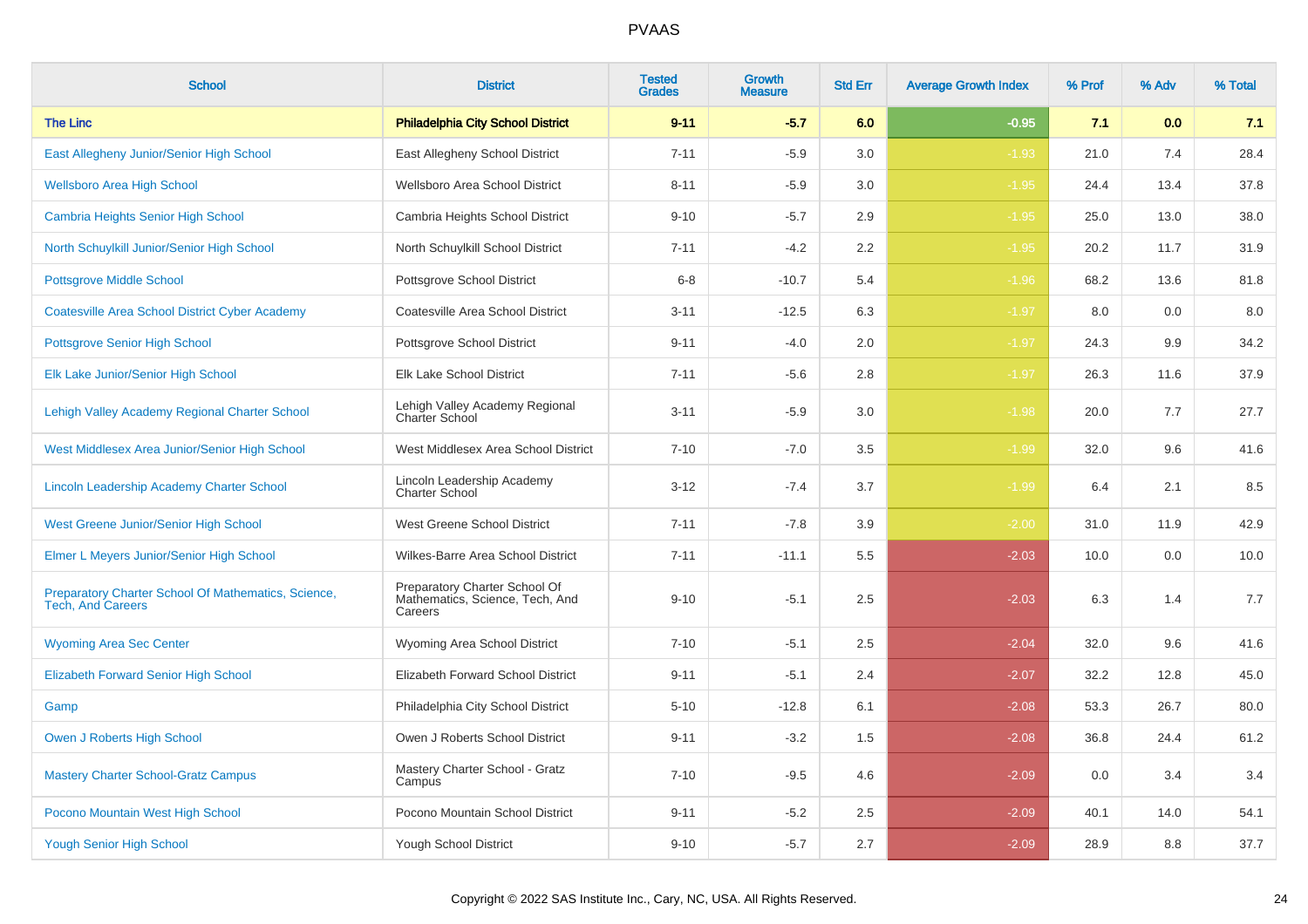# PVAAS

| School | District | Tested Grades | Growth Measure | Std Err | Average Growth Index | % Prof | % Adv | % Total |
|---|---|---|---|---|---|---|---|---|
| **The Linc** | **Philadelphia City School District** | **9-11** | **-5.7** | **6.0** | **-0.95** | **7.1** | **0.0** | **7.1** |
| East Allegheny Junior/Senior High School | East Allegheny School District | 7-11 | -5.9 | 3.0 | -1.93 | 21.0 | 7.4 | 28.4 |
| Wellsboro Area High School | Wellsboro Area School District | 8-11 | -5.9 | 3.0 | -1.95 | 24.4 | 13.4 | 37.8 |
| Cambria Heights Senior High School | Cambria Heights School District | 9-10 | -5.7 | 2.9 | -1.95 | 25.0 | 13.0 | 38.0 |
| North Schuylkill Junior/Senior High School | North Schuylkill School District | 7-11 | -4.2 | 2.2 | -1.95 | 20.2 | 11.7 | 31.9 |
| Pottsgrove Middle School | Pottsgrove School District | 6-8 | -10.7 | 5.4 | -1.96 | 68.2 | 13.6 | 81.8 |
| Coatesville Area School District Cyber Academy | Coatesville Area School District | 3-11 | -12.5 | 6.3 | -1.97 | 8.0 | 0.0 | 8.0 |
| Pottsgrove Senior High School | Pottsgrove School District | 9-11 | -4.0 | 2.0 | -1.97 | 24.3 | 9.9 | 34.2 |
| Elk Lake Junior/Senior High School | Elk Lake School District | 7-11 | -5.6 | 2.8 | -1.97 | 26.3 | 11.6 | 37.9 |
| Lehigh Valley Academy Regional Charter School | Lehigh Valley Academy Regional Charter School | 3-11 | -5.9 | 3.0 | -1.98 | 20.0 | 7.7 | 27.7 |
| West Middlesex Area Junior/Senior High School | West Middlesex Area School District | 7-10 | -7.0 | 3.5 | -1.99 | 32.0 | 9.6 | 41.6 |
| Lincoln Leadership Academy Charter School | Lincoln Leadership Academy Charter School | 3-12 | -7.4 | 3.7 | -1.99 | 6.4 | 2.1 | 8.5 |
| West Greene Junior/Senior High School | West Greene School District | 7-11 | -7.8 | 3.9 | -2.00 | 31.0 | 11.9 | 42.9 |
| Elmer L Meyers Junior/Senior High School | Wilkes-Barre Area School District | 7-11 | -11.1 | 5.5 | -2.03 | 10.0 | 0.0 | 10.0 |
| Preparatory Charter School Of Mathematics, Science, Tech, And Careers | Preparatory Charter School Of Mathematics, Science, Tech, And Careers | 9-10 | -5.1 | 2.5 | -2.03 | 6.3 | 1.4 | 7.7 |
| Wyoming Area Sec Center | Wyoming Area School District | 7-10 | -5.1 | 2.5 | -2.04 | 32.0 | 9.6 | 41.6 |
| Elizabeth Forward Senior High School | Elizabeth Forward School District | 9-11 | -5.1 | 2.4 | -2.07 | 32.2 | 12.8 | 45.0 |
| Gamp | Philadelphia City School District | 5-10 | -12.8 | 6.1 | -2.08 | 53.3 | 26.7 | 80.0 |
| Owen J Roberts High School | Owen J Roberts School District | 9-11 | -3.2 | 1.5 | -2.08 | 36.8 | 24.4 | 61.2 |
| Mastery Charter School-Gratz Campus | Mastery Charter School - Gratz Campus | 7-10 | -9.5 | 4.6 | -2.09 | 0.0 | 3.4 | 3.4 |
| Pocono Mountain West High School | Pocono Mountain School District | 9-11 | -5.2 | 2.5 | -2.09 | 40.1 | 14.0 | 54.1 |
| Yough Senior High School | Yough School District | 9-10 | -5.7 | 2.7 | -2.09 | 28.9 | 8.8 | 37.7 |

Copyright © 2022 SAS Institute Inc., Cary, NC, USA. All Rights Reserved.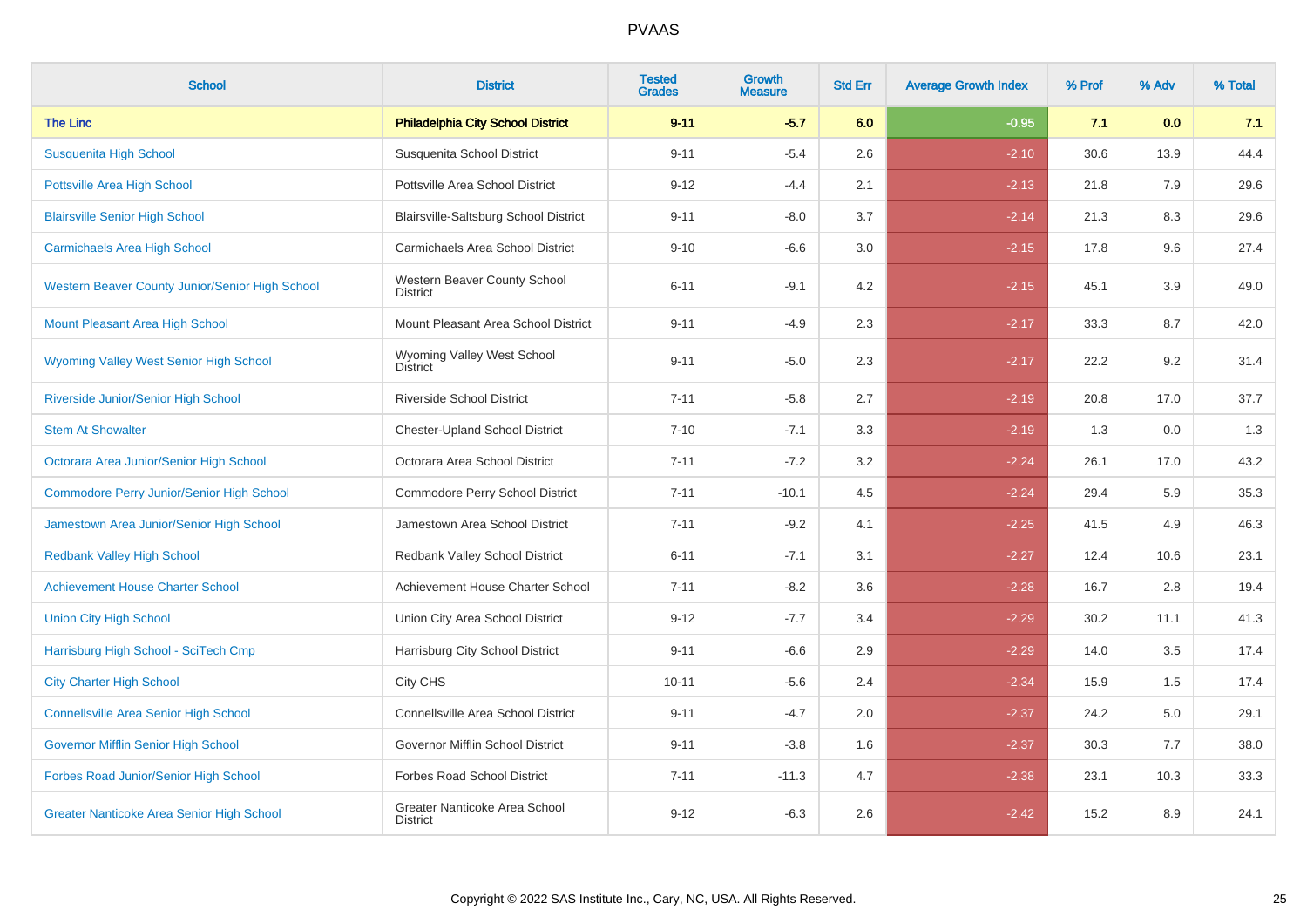# PVAAS

| School | District | Tested Grades | Growth Measure | Std Err | Average Growth Index | % Prof | % Adv | % Total |
|---|---|---|---|---|---|---|---|---|
| **The Linc** | **Philadelphia City School District** | **9-11** | **-5.7** | **6.0** | **-0.95** | **7.1** | **0.0** | **7.1** |
| Susquenita High School | Susquenita School District | 9-11 | -5.4 | 2.6 | -2.10 | 30.6 | 13.9 | 44.4 |
| Pottsville Area High School | Pottsville Area School District | 9-12 | -4.4 | 2.1 | -2.13 | 21.8 | 7.9 | 29.6 |
| Blairsville Senior High School | Blairsville-Saltsburg School District | 9-11 | -8.0 | 3.7 | -2.14 | 21.3 | 8.3 | 29.6 |
| Carmichaels Area High School | Carmichaels Area School District | 9-10 | -6.6 | 3.0 | -2.15 | 17.8 | 9.6 | 27.4 |
| Western Beaver County Junior/Senior High School | Western Beaver County School District | 6-11 | -9.1 | 4.2 | -2.15 | 45.1 | 3.9 | 49.0 |
| Mount Pleasant Area High School | Mount Pleasant Area School District | 9-11 | -4.9 | 2.3 | -2.17 | 33.3 | 8.7 | 42.0 |
| Wyoming Valley West Senior High School | Wyoming Valley West School District | 9-11 | -5.0 | 2.3 | -2.17 | 22.2 | 9.2 | 31.4 |
| Riverside Junior/Senior High School | Riverside School District | 7-11 | -5.8 | 2.7 | -2.19 | 20.8 | 17.0 | 37.7 |
| Stem At Showalter | Chester-Upland School District | 7-10 | -7.1 | 3.3 | -2.19 | 1.3 | 0.0 | 1.3 |
| Octorara Area Junior/Senior High School | Octorara Area School District | 7-11 | -7.2 | 3.2 | -2.24 | 26.1 | 17.0 | 43.2 |
| Commodore Perry Junior/Senior High School | Commodore Perry School District | 7-11 | -10.1 | 4.5 | -2.24 | 29.4 | 5.9 | 35.3 |
| Jamestown Area Junior/Senior High School | Jamestown Area School District | 7-11 | -9.2 | 4.1 | -2.25 | 41.5 | 4.9 | 46.3 |
| Redbank Valley High School | Redbank Valley School District | 6-11 | -7.1 | 3.1 | -2.27 | 12.4 | 10.6 | 23.1 |
| Achievement House Charter School | Achievement House Charter School | 7-11 | -8.2 | 3.6 | -2.28 | 16.7 | 2.8 | 19.4 |
| Union City High School | Union City Area School District | 9-12 | -7.7 | 3.4 | -2.29 | 30.2 | 11.1 | 41.3 |
| Harrisburg High School - SciTech Cmp | Harrisburg City School District | 9-11 | -6.6 | 2.9 | -2.29 | 14.0 | 3.5 | 17.4 |
| City Charter High School | City CHS | 10-11 | -5.6 | 2.4 | -2.34 | 15.9 | 1.5 | 17.4 |
| Connellsville Area Senior High School | Connellsville Area School District | 9-11 | -4.7 | 2.0 | -2.37 | 24.2 | 5.0 | 29.1 |
| Governor Mifflin Senior High School | Governor Mifflin School District | 9-11 | -3.8 | 1.6 | -2.37 | 30.3 | 7.7 | 38.0 |
| Forbes Road Junior/Senior High School | Forbes Road School District | 7-11 | -11.3 | 4.7 | -2.38 | 23.1 | 10.3 | 33.3 |
| Greater Nanticoke Area Senior High School | Greater Nanticoke Area School District | 9-12 | -6.3 | 2.6 | -2.42 | 15.2 | 8.9 | 24.1 |

Copyright © 2022 SAS Institute Inc., Cary, NC, USA. All Rights Reserved.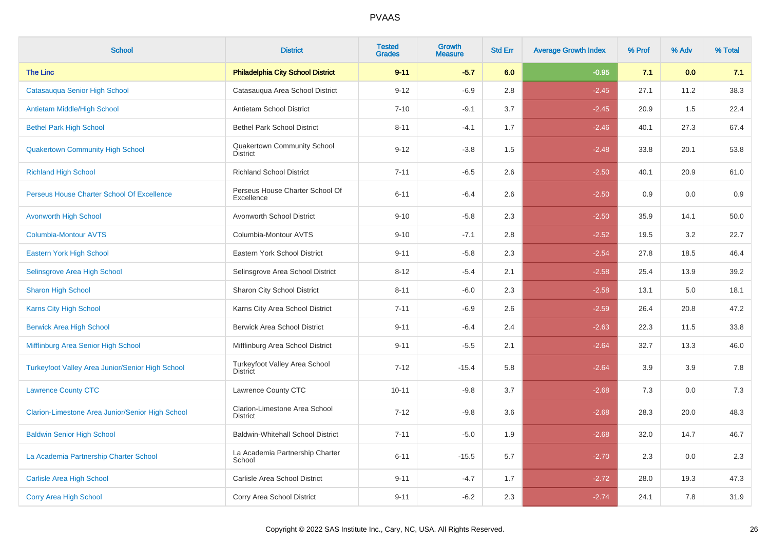| School | District | Tested Grades | Growth Measure | Std Err | Average Growth Index | % Prof | % Adv | % Total |
|---|---|---|---|---|---|---|---|---|
| **The Linc** | **Philadelphia City School District** | **9-11** | **-5.7** | **6.0** | **-0.95** | **7.1** | **0.0** | **7.1** |
| Catasauqua Senior High School | Catasauqua Area School District | 9-12 | -6.9 | 2.8 | -2.45 | 27.1 | 11.2 | 38.3 |
| Antietam Middle/High School | Antietam School District | 7-10 | -9.1 | 3.7 | -2.45 | 20.9 | 1.5 | 22.4 |
| Bethel Park High School | Bethel Park School District | 8-11 | -4.1 | 1.7 | -2.46 | 40.1 | 27.3 | 67.4 |
| Quakertown Community High School | Quakertown Community School District | 9-12 | -3.8 | 1.5 | -2.48 | 33.8 | 20.1 | 53.8 |
| Richland High School | Richland School District | 7-11 | -6.5 | 2.6 | -2.50 | 40.1 | 20.9 | 61.0 |
| Perseus House Charter School Of Excellence | Perseus House Charter School Of Excellence | 6-11 | -6.4 | 2.6 | -2.50 | 0.9 | 0.0 | 0.9 |
| Avonworth High School | Avonworth School District | 9-10 | -5.8 | 2.3 | -2.50 | 35.9 | 14.1 | 50.0 |
| Columbia-Montour AVTS | Columbia-Montour AVTS | 9-10 | -7.1 | 2.8 | -2.52 | 19.5 | 3.2 | 22.7 |
| Eastern York High School | Eastern York School District | 9-11 | -5.8 | 2.3 | -2.54 | 27.8 | 18.5 | 46.4 |
| Selinsgrove Area High School | Selinsgrove Area School District | 8-12 | -5.4 | 2.1 | -2.58 | 25.4 | 13.9 | 39.2 |
| Sharon High School | Sharon City School District | 8-11 | -6.0 | 2.3 | -2.58 | 13.1 | 5.0 | 18.1 |
| Karns City High School | Karns City Area School District | 7-11 | -6.9 | 2.6 | -2.59 | 26.4 | 20.8 | 47.2 |
| Berwick Area High School | Berwick Area School District | 9-11 | -6.4 | 2.4 | -2.63 | 22.3 | 11.5 | 33.8 |
| Mifflinburg Area Senior High School | Mifflinburg Area School District | 9-11 | -5.5 | 2.1 | -2.64 | 32.7 | 13.3 | 46.0 |
| Turkeyfoot Valley Area Junior/Senior High School | Turkeyfoot Valley Area School District | 7-12 | -15.4 | 5.8 | -2.64 | 3.9 | 3.9 | 7.8 |
| Lawrence County CTC | Lawrence County CTC | 10-11 | -9.8 | 3.7 | -2.68 | 7.3 | 0.0 | 7.3 |
| Clarion-Limestone Area Junior/Senior High School | Clarion-Limestone Area School District | 7-12 | -9.8 | 3.6 | -2.68 | 28.3 | 20.0 | 48.3 |
| Baldwin Senior High School | Baldwin-Whitehall School District | 7-11 | -5.0 | 1.9 | -2.68 | 32.0 | 14.7 | 46.7 |
| La Academia Partnership Charter School | La Academia Partnership Charter School | 6-11 | -15.5 | 5.7 | -2.70 | 2.3 | 0.0 | 2.3 |
| Carlisle Area High School | Carlisle Area School District | 9-11 | -4.7 | 1.7 | -2.72 | 28.0 | 19.3 | 47.3 |
| Corry Area High School | Corry Area School District | 9-11 | -6.2 | 2.3 | -2.74 | 24.1 | 7.8 | 31.9 |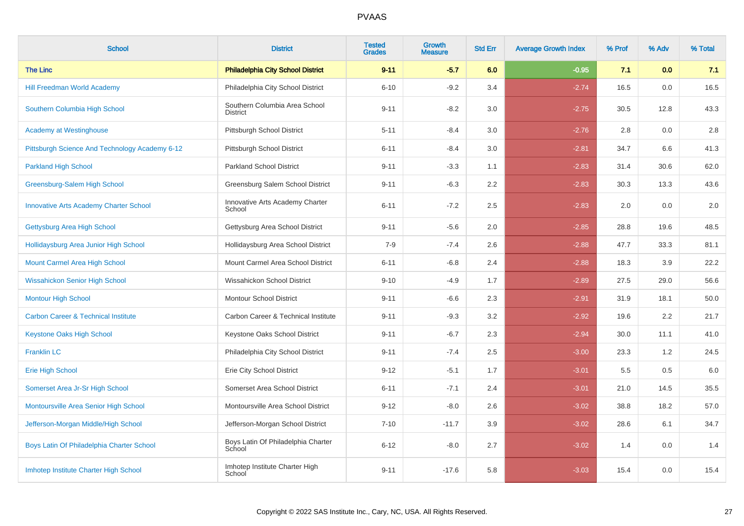# PVAAS

| School | District | Tested Grades | Growth Measure | Std Err | Average Growth Index | % Prof | % Adv | % Total |
|---|---|---|---|---|---|---|---|---|
| **The Linc** | **Philadelphia City School District** | **9-11** | **-5.7** | **6.0** | **-0.95** | **7.1** | **0.0** | **7.1** |
| Hill Freedman World Academy | Philadelphia City School District | 6-10 | -9.2 | 3.4 | -2.74 | 16.5 | 0.0 | 16.5 |
| Southern Columbia High School | Southern Columbia Area School District | 9-11 | -8.2 | 3.0 | -2.75 | 30.5 | 12.8 | 43.3 |
| Academy at Westinghouse | Pittsburgh School District | 5-11 | -8.4 | 3.0 | -2.76 | 2.8 | 0.0 | 2.8 |
| Pittsburgh Science And Technology Academy 6-12 | Pittsburgh School District | 6-11 | -8.4 | 3.0 | -2.81 | 34.7 | 6.6 | 41.3 |
| Parkland High School | Parkland School District | 9-11 | -3.3 | 1.1 | -2.83 | 31.4 | 30.6 | 62.0 |
| Greensburg-Salem High School | Greensburg Salem School District | 9-11 | -6.3 | 2.2 | -2.83 | 30.3 | 13.3 | 43.6 |
| Innovative Arts Academy Charter School | Innovative Arts Academy Charter School | 6-11 | -7.2 | 2.5 | -2.83 | 2.0 | 0.0 | 2.0 |
| Gettysburg Area High School | Gettysburg Area School District | 9-11 | -5.6 | 2.0 | -2.85 | 28.8 | 19.6 | 48.5 |
| Hollidaysburg Area Junior High School | Hollidaysburg Area School District | 7-9 | -7.4 | 2.6 | -2.88 | 47.7 | 33.3 | 81.1 |
| Mount Carmel Area High School | Mount Carmel Area School District | 6-11 | -6.8 | 2.4 | -2.88 | 18.3 | 3.9 | 22.2 |
| Wissahickon Senior High School | Wissahickon School District | 9-10 | -4.9 | 1.7 | -2.89 | 27.5 | 29.0 | 56.6 |
| Montour High School | Montour School District | 9-11 | -6.6 | 2.3 | -2.91 | 31.9 | 18.1 | 50.0 |
| Carbon Career & Technical Institute | Carbon Career & Technical Institute | 9-11 | -9.3 | 3.2 | -2.92 | 19.6 | 2.2 | 21.7 |
| Keystone Oaks High School | Keystone Oaks School District | 9-11 | -6.7 | 2.3 | -2.94 | 30.0 | 11.1 | 41.0 |
| Franklin LC | Philadelphia City School District | 9-11 | -7.4 | 2.5 | -3.00 | 23.3 | 1.2 | 24.5 |
| Erie High School | Erie City School District | 9-12 | -5.1 | 1.7 | -3.01 | 5.5 | 0.5 | 6.0 |
| Somerset Area Jr-Sr High School | Somerset Area School District | 6-11 | -7.1 | 2.4 | -3.01 | 21.0 | 14.5 | 35.5 |
| Montoursville Area Senior High School | Montoursville Area School District | 9-12 | -8.0 | 2.6 | -3.02 | 38.8 | 18.2 | 57.0 |
| Jefferson-Morgan Middle/High School | Jefferson-Morgan School District | 7-10 | -11.7 | 3.9 | -3.02 | 28.6 | 6.1 | 34.7 |
| Boys Latin Of Philadelphia Charter School | Boys Latin Of Philadelphia Charter School | 6-12 | -8.0 | 2.7 | -3.02 | 1.4 | 0.0 | 1.4 |
| Imhotep Institute Charter High School | Imhotep Institute Charter High School | 9-11 | -17.6 | 5.8 | -3.03 | 15.4 | 0.0 | 15.4 |

Copyright © 2022 SAS Institute Inc., Cary, NC, USA. All Rights Reserved.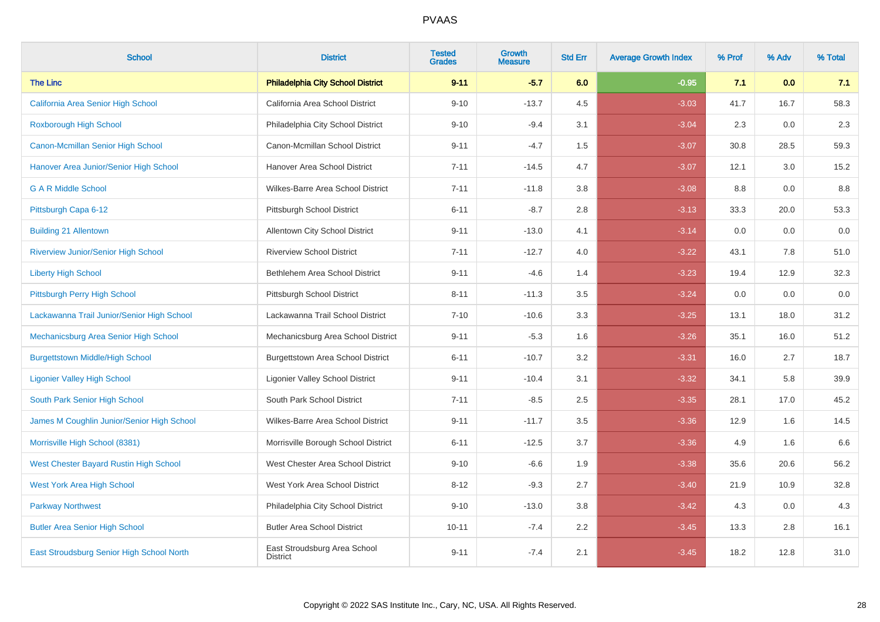# PVAAS

| School | District | Tested Grades | Growth Measure | Std Err | Average Growth Index | % Prof | % Adv | % Total |
|---|---|---|---|---|---|---|---|---|
| **The Linc** | **Philadelphia City School District** | **9-11** | **-5.7** | **6.0** | **-0.95** | **7.1** | **0.0** | **7.1** |
| California Area Senior High School | California Area School District | 9-10 | -13.7 | 4.5 | -3.03 | 41.7 | 16.7 | 58.3 |
| Roxborough High School | Philadelphia City School District | 9-10 | -9.4 | 3.1 | -3.04 | 2.3 | 0.0 | 2.3 |
| Canon-Mcmillan Senior High School | Canon-Mcmillan School District | 9-11 | -4.7 | 1.5 | -3.07 | 30.8 | 28.5 | 59.3 |
| Hanover Area Junior/Senior High School | Hanover Area School District | 7-11 | -14.5 | 4.7 | -3.07 | 12.1 | 3.0 | 15.2 |
| G A R Middle School | Wilkes-Barre Area School District | 7-11 | -11.8 | 3.8 | -3.08 | 8.8 | 0.0 | 8.8 |
| Pittsburgh Capa 6-12 | Pittsburgh School District | 6-11 | -8.7 | 2.8 | -3.13 | 33.3 | 20.0 | 53.3 |
| Building 21 Allentown | Allentown City School District | 9-11 | -13.0 | 4.1 | -3.14 | 0.0 | 0.0 | 0.0 |
| Riverview Junior/Senior High School | Riverview School District | 7-11 | -12.7 | 4.0 | -3.22 | 43.1 | 7.8 | 51.0 |
| Liberty High School | Bethlehem Area School District | 9-11 | -4.6 | 1.4 | -3.23 | 19.4 | 12.9 | 32.3 |
| Pittsburgh Perry High School | Pittsburgh School District | 8-11 | -11.3 | 3.5 | -3.24 | 0.0 | 0.0 | 0.0 |
| Lackawanna Trail Junior/Senior High School | Lackawanna Trail School District | 7-10 | -10.6 | 3.3 | -3.25 | 13.1 | 18.0 | 31.2 |
| Mechanicsburg Area Senior High School | Mechanicsburg Area School District | 9-11 | -5.3 | 1.6 | -3.26 | 35.1 | 16.0 | 51.2 |
| Burgettstown Middle/High School | Burgettstown Area School District | 6-11 | -10.7 | 3.2 | -3.31 | 16.0 | 2.7 | 18.7 |
| Ligonier Valley High School | Ligonier Valley School District | 9-11 | -10.4 | 3.1 | -3.32 | 34.1 | 5.8 | 39.9 |
| South Park Senior High School | South Park School District | 7-11 | -8.5 | 2.5 | -3.35 | 28.1 | 17.0 | 45.2 |
| James M Coughlin Junior/Senior High School | Wilkes-Barre Area School District | 9-11 | -11.7 | 3.5 | -3.36 | 12.9 | 1.6 | 14.5 |
| Morrisville High School (8381) | Morrisville Borough School District | 6-11 | -12.5 | 3.7 | -3.36 | 4.9 | 1.6 | 6.6 |
| West Chester Bayard Rustin High School | West Chester Area School District | 9-10 | -6.6 | 1.9 | -3.38 | 35.6 | 20.6 | 56.2 |
| West York Area High School | West York Area School District | 8-12 | -9.3 | 2.7 | -3.40 | 21.9 | 10.9 | 32.8 |
| Parkway Northwest | Philadelphia City School District | 9-10 | -13.0 | 3.8 | -3.42 | 4.3 | 0.0 | 4.3 |
| Butler Area Senior High School | Butler Area School District | 10-11 | -7.4 | 2.2 | -3.45 | 13.3 | 2.8 | 16.1 |
| East Stroudsburg Senior High School North | East Stroudsburg Area School District | 9-11 | -7.4 | 2.1 | -3.45 | 18.2 | 12.8 | 31.0 |

Copyright © 2022 SAS Institute Inc., Cary, NC, USA. All Rights Reserved.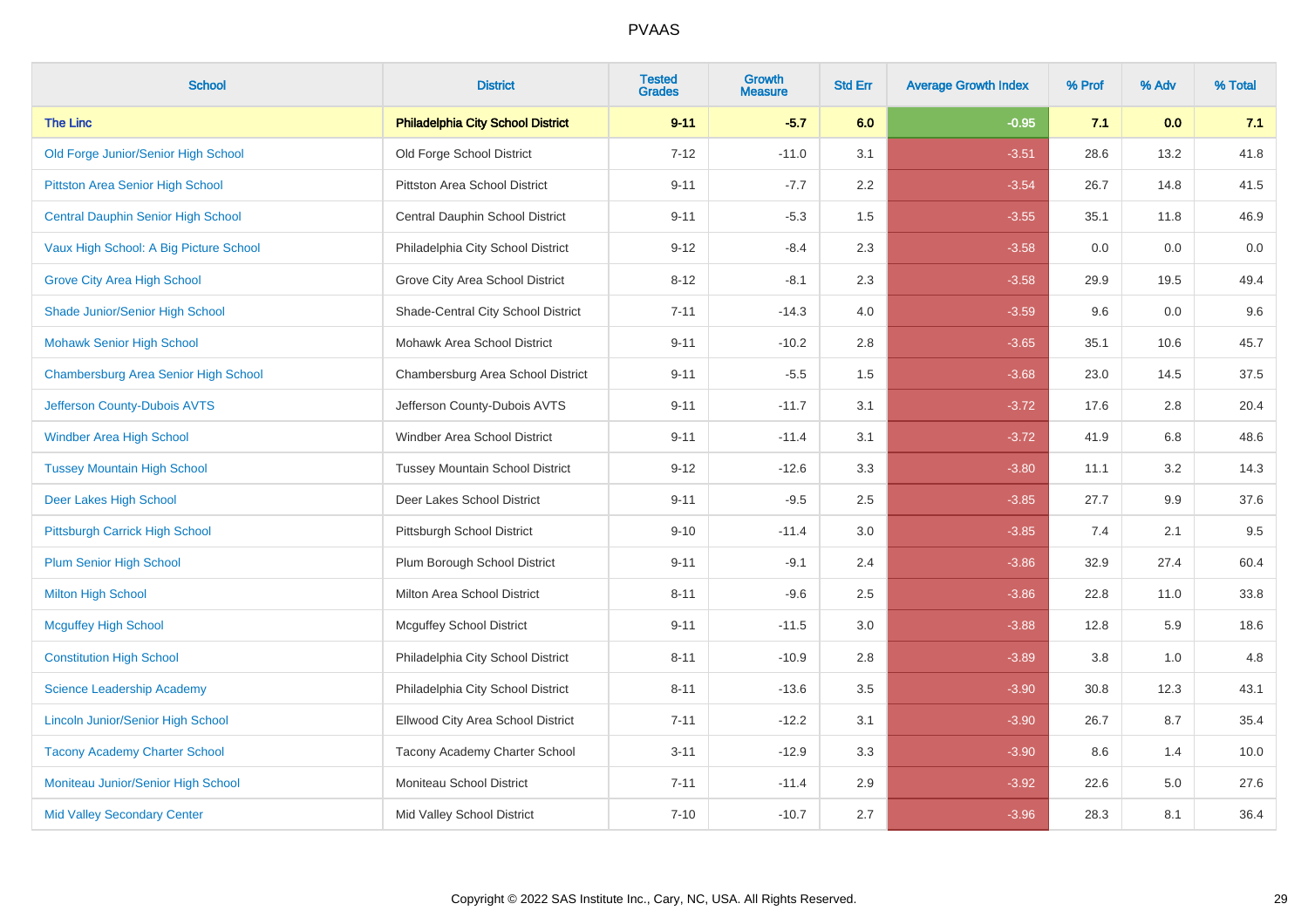# PVAAS

| School | District | Tested Grades | Growth Measure | Std Err | Average Growth Index | % Prof | % Adv | % Total |
|---|---|---|---|---|---|---|---|---|
| **The Linc** | **Philadelphia City School District** | **9-11** | **-5.7** | **6.0** | **-0.95** | **7.1** | **0.0** | **7.1** |
| Old Forge Junior/Senior High School | Old Forge School District | 7-12 | -11.0 | 3.1 | -3.51 | 28.6 | 13.2 | 41.8 |
| Pittston Area Senior High School | Pittston Area School District | 9-11 | -7.7 | 2.2 | -3.54 | 26.7 | 14.8 | 41.5 |
| Central Dauphin Senior High School | Central Dauphin School District | 9-11 | -5.3 | 1.5 | -3.55 | 35.1 | 11.8 | 46.9 |
| Vaux High School: A Big Picture School | Philadelphia City School District | 9-12 | -8.4 | 2.3 | -3.58 | 0.0 | 0.0 | 0.0 |
| Grove City Area High School | Grove City Area School District | 8-12 | -8.1 | 2.3 | -3.58 | 29.9 | 19.5 | 49.4 |
| Shade Junior/Senior High School | Shade-Central City School District | 7-11 | -14.3 | 4.0 | -3.59 | 9.6 | 0.0 | 9.6 |
| Mohawk Senior High School | Mohawk Area School District | 9-11 | -10.2 | 2.8 | -3.65 | 35.1 | 10.6 | 45.7 |
| Chambersburg Area Senior High School | Chambersburg Area School District | 9-11 | -5.5 | 1.5 | -3.68 | 23.0 | 14.5 | 37.5 |
| Jefferson County-Dubois AVTS | Jefferson County-Dubois AVTS | 9-11 | -11.7 | 3.1 | -3.72 | 17.6 | 2.8 | 20.4 |
| Windber Area High School | Windber Area School District | 9-11 | -11.4 | 3.1 | -3.72 | 41.9 | 6.8 | 48.6 |
| Tussey Mountain High School | Tussey Mountain School District | 9-12 | -12.6 | 3.3 | -3.80 | 11.1 | 3.2 | 14.3 |
| Deer Lakes High School | Deer Lakes School District | 9-11 | -9.5 | 2.5 | -3.85 | 27.7 | 9.9 | 37.6 |
| Pittsburgh Carrick High School | Pittsburgh School District | 9-10 | -11.4 | 3.0 | -3.85 | 7.4 | 2.1 | 9.5 |
| Plum Senior High School | Plum Borough School District | 9-11 | -9.1 | 2.4 | -3.86 | 32.9 | 27.4 | 60.4 |
| Milton High School | Milton Area School District | 8-11 | -9.6 | 2.5 | -3.86 | 22.8 | 11.0 | 33.8 |
| Mcguffey High School | Mcguffey School District | 9-11 | -11.5 | 3.0 | -3.88 | 12.8 | 5.9 | 18.6 |
| Constitution High School | Philadelphia City School District | 8-11 | -10.9 | 2.8 | -3.89 | 3.8 | 1.0 | 4.8 |
| Science Leadership Academy | Philadelphia City School District | 8-11 | -13.6 | 3.5 | -3.90 | 30.8 | 12.3 | 43.1 |
| Lincoln Junior/Senior High School | Ellwood City Area School District | 7-11 | -12.2 | 3.1 | -3.90 | 26.7 | 8.7 | 35.4 |
| Tacony Academy Charter School | Tacony Academy Charter School | 3-11 | -12.9 | 3.3 | -3.90 | 8.6 | 1.4 | 10.0 |
| Moniteau Junior/Senior High School | Moniteau School District | 7-11 | -11.4 | 2.9 | -3.92 | 22.6 | 5.0 | 27.6 |
| Mid Valley Secondary Center | Mid Valley School District | 7-10 | -10.7 | 2.7 | -3.96 | 28.3 | 8.1 | 36.4 |

Copyright © 2022 SAS Institute Inc., Cary, NC, USA. All Rights Reserved.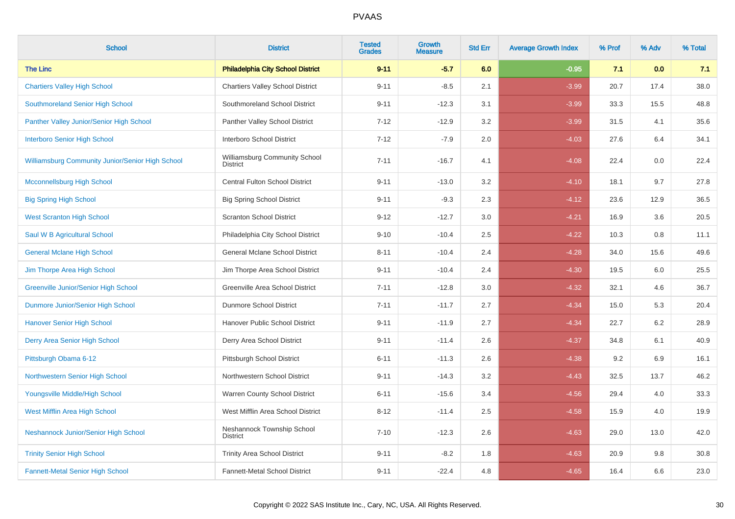# PVAAS

| School | District | Tested Grades | Growth Measure | Std Err | Average Growth Index | % Prof | % Adv | % Total |
|---|---|---|---|---|---|---|---|---|
| **The Linc** | **Philadelphia City School District** | **9-11** | **-5.7** | **6.0** | **-0.95** | **7.1** | **0.0** | **7.1** |
| Chartiers Valley High School | Chartiers Valley School District | 9-11 | -8.5 | 2.1 | -3.99 | 20.7 | 17.4 | 38.0 |
| Southmoreland Senior High School | Southmoreland School District | 9-11 | -12.3 | 3.1 | -3.99 | 33.3 | 15.5 | 48.8 |
| Panther Valley Junior/Senior High School | Panther Valley School District | 7-12 | -12.9 | 3.2 | -3.99 | 31.5 | 4.1 | 35.6 |
| Interboro Senior High School | Interboro School District | 7-12 | -7.9 | 2.0 | -4.03 | 27.6 | 6.4 | 34.1 |
| Williamsburg Community Junior/Senior High School | Williamsburg Community School District | 7-11 | -16.7 | 4.1 | -4.08 | 22.4 | 0.0 | 22.4 |
| Mcconnellsburg High School | Central Fulton School District | 9-11 | -13.0 | 3.2 | -4.10 | 18.1 | 9.7 | 27.8 |
| Big Spring High School | Big Spring School District | 9-11 | -9.3 | 2.3 | -4.12 | 23.6 | 12.9 | 36.5 |
| West Scranton High School | Scranton School District | 9-12 | -12.7 | 3.0 | -4.21 | 16.9 | 3.6 | 20.5 |
| Saul W B Agricultural School | Philadelphia City School District | 9-10 | -10.4 | 2.5 | -4.22 | 10.3 | 0.8 | 11.1 |
| General Mclane High School | General Mclane School District | 8-11 | -10.4 | 2.4 | -4.28 | 34.0 | 15.6 | 49.6 |
| Jim Thorpe Area High School | Jim Thorpe Area School District | 9-11 | -10.4 | 2.4 | -4.30 | 19.5 | 6.0 | 25.5 |
| Greenville Junior/Senior High School | Greenville Area School District | 7-11 | -12.8 | 3.0 | -4.32 | 32.1 | 4.6 | 36.7 |
| Dunmore Junior/Senior High School | Dunmore School District | 7-11 | -11.7 | 2.7 | -4.34 | 15.0 | 5.3 | 20.4 |
| Hanover Senior High School | Hanover Public School District | 9-11 | -11.9 | 2.7 | -4.34 | 22.7 | 6.2 | 28.9 |
| Derry Area Senior High School | Derry Area School District | 9-11 | -11.4 | 2.6 | -4.37 | 34.8 | 6.1 | 40.9 |
| Pittsburgh Obama 6-12 | Pittsburgh School District | 6-11 | -11.3 | 2.6 | -4.38 | 9.2 | 6.9 | 16.1 |
| Northwestern Senior High School | Northwestern School District | 9-11 | -14.3 | 3.2 | -4.43 | 32.5 | 13.7 | 46.2 |
| Youngsville Middle/High School | Warren County School District | 6-11 | -15.6 | 3.4 | -4.56 | 29.4 | 4.0 | 33.3 |
| West Mifflin Area High School | West Mifflin Area School District | 8-12 | -11.4 | 2.5 | -4.58 | 15.9 | 4.0 | 19.9 |
| Neshannock Junior/Senior High School | Neshannock Township School District | 7-10 | -12.3 | 2.6 | -4.63 | 29.0 | 13.0 | 42.0 |
| Trinity Senior High School | Trinity Area School District | 9-11 | -8.2 | 1.8 | -4.63 | 20.9 | 9.8 | 30.8 |
| Fannett-Metal Senior High School | Fannett-Metal School District | 9-11 | -22.4 | 4.8 | -4.65 | 16.4 | 6.6 | 23.0 |

Copyright © 2022 SAS Institute Inc., Cary, NC, USA. All Rights Reserved.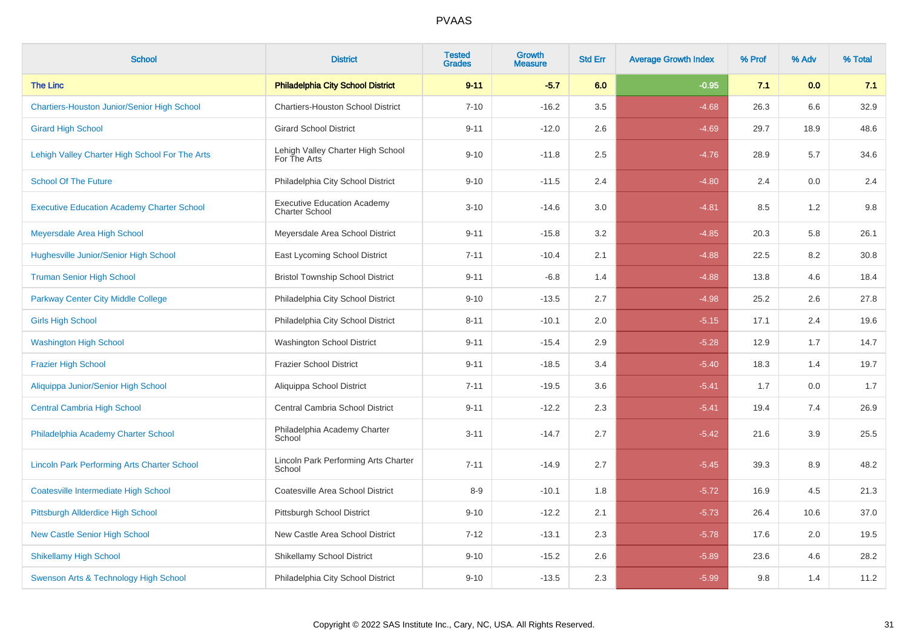# PVAAS

| School | District | Tested Grades | Growth Measure | Std Err | Average Growth Index | % Prof | % Adv | % Total |
|---|---|---|---|---|---|---|---|---|
| **The Linc** | **Philadelphia City School District** | **9-11** | **-5.7** | **6.0** | **-0.95** | **7.1** | **0.0** | **7.1** |
| Chartiers-Houston Junior/Senior High School | Chartiers-Houston School District | 7-10 | -16.2 | 3.5 | -4.68 | 26.3 | 6.6 | 32.9 |
| Girard High School | Girard School District | 9-11 | -12.0 | 2.6 | -4.69 | 29.7 | 18.9 | 48.6 |
| Lehigh Valley Charter High School For The Arts | Lehigh Valley Charter High School For The Arts | 9-10 | -11.8 | 2.5 | -4.76 | 28.9 | 5.7 | 34.6 |
| School Of The Future | Philadelphia City School District | 9-10 | -11.5 | 2.4 | -4.80 | 2.4 | 0.0 | 2.4 |
| Executive Education Academy Charter School | Executive Education Academy Charter School | 3-10 | -14.6 | 3.0 | -4.81 | 8.5 | 1.2 | 9.8 |
| Meyersdale Area High School | Meyersdale Area School District | 9-11 | -15.8 | 3.2 | -4.85 | 20.3 | 5.8 | 26.1 |
| Hughesville Junior/Senior High School | East Lycoming School District | 7-11 | -10.4 | 2.1 | -4.88 | 22.5 | 8.2 | 30.8 |
| Truman Senior High School | Bristol Township School District | 9-11 | -6.8 | 1.4 | -4.88 | 13.8 | 4.6 | 18.4 |
| Parkway Center City Middle College | Philadelphia City School District | 9-10 | -13.5 | 2.7 | -4.98 | 25.2 | 2.6 | 27.8 |
| Girls High School | Philadelphia City School District | 8-11 | -10.1 | 2.0 | -5.15 | 17.1 | 2.4 | 19.6 |
| Washington High School | Washington School District | 9-11 | -15.4 | 2.9 | -5.28 | 12.9 | 1.7 | 14.7 |
| Frazier High School | Frazier School District | 9-11 | -18.5 | 3.4 | -5.40 | 18.3 | 1.4 | 19.7 |
| Aliquippa Junior/Senior High School | Aliquippa School District | 7-11 | -19.5 | 3.6 | -5.41 | 1.7 | 0.0 | 1.7 |
| Central Cambria High School | Central Cambria School District | 9-11 | -12.2 | 2.3 | -5.41 | 19.4 | 7.4 | 26.9 |
| Philadelphia Academy Charter School | Philadelphia Academy Charter School | 3-11 | -14.7 | 2.7 | -5.42 | 21.6 | 3.9 | 25.5 |
| Lincoln Park Performing Arts Charter School | Lincoln Park Performing Arts Charter School | 7-11 | -14.9 | 2.7 | -5.45 | 39.3 | 8.9 | 48.2 |
| Coatesville Intermediate High School | Coatesville Area School District | 8-9 | -10.1 | 1.8 | -5.72 | 16.9 | 4.5 | 21.3 |
| Pittsburgh Allderdice High School | Pittsburgh School District | 9-10 | -12.2 | 2.1 | -5.73 | 26.4 | 10.6 | 37.0 |
| New Castle Senior High School | New Castle Area School District | 7-12 | -13.1 | 2.3 | -5.78 | 17.6 | 2.0 | 19.5 |
| Shikellamy High School | Shikellamy School District | 9-10 | -15.2 | 2.6 | -5.89 | 23.6 | 4.6 | 28.2 |
| Swenson Arts & Technology High School | Philadelphia City School District | 9-10 | -13.5 | 2.3 | -5.99 | 9.8 | 1.4 | 11.2 |

Copyright © 2022 SAS Institute Inc., Cary, NC, USA. All Rights Reserved.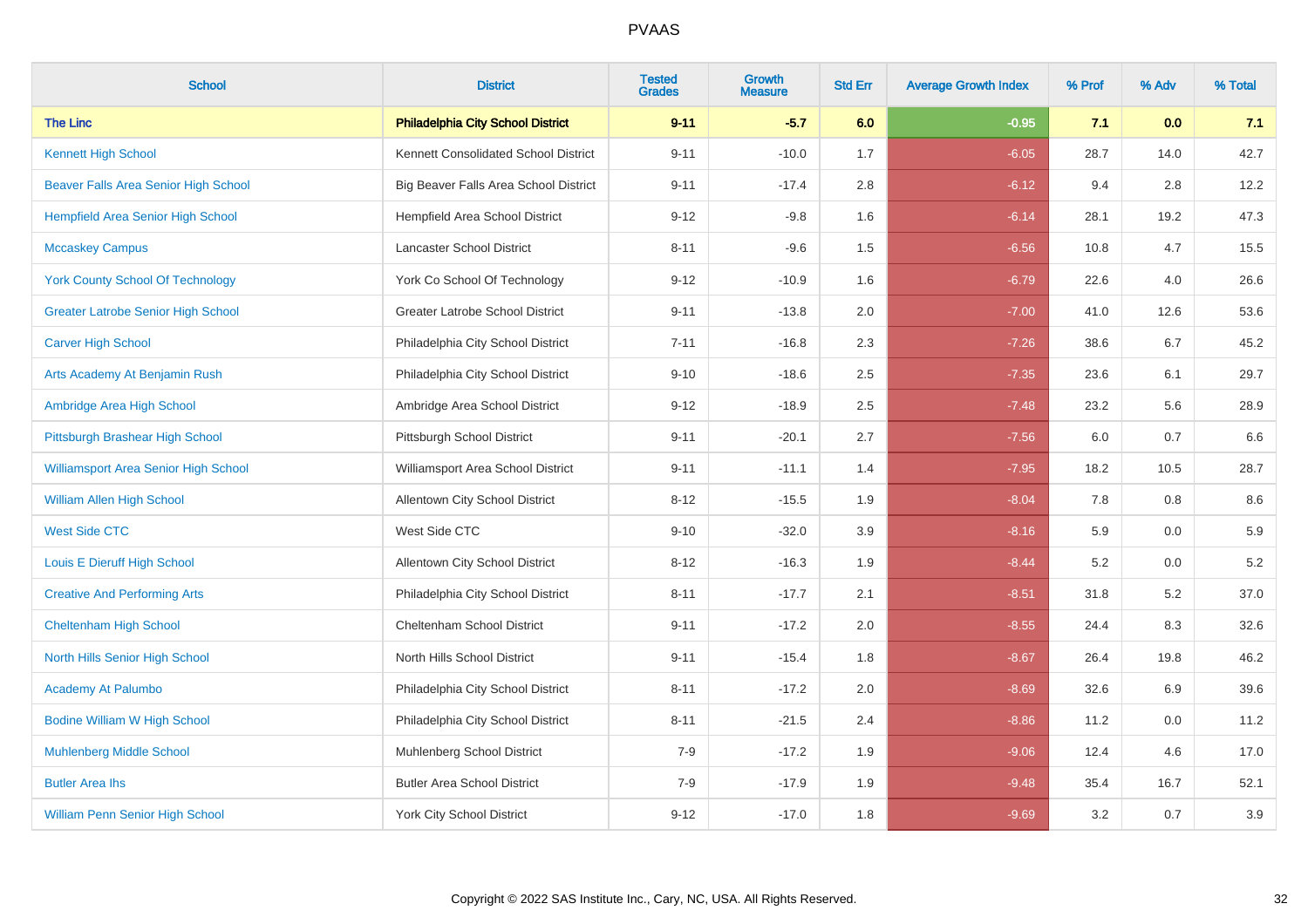| School | District | Tested Grades | Growth Measure | Std Err | Average Growth Index | % Prof | % Adv | % Total |
|---|---|---|---|---|---|---|---|---|
| **The Linc** | **Philadelphia City School District** | **9-11** | **-5.7** | **6.0** | **-0.95** | **7.1** | **0.0** | **7.1** |
| Kennett High School | Kennett Consolidated School District | 9-11 | -10.0 | 1.7 | -6.05 | 28.7 | 14.0 | 42.7 |
| Beaver Falls Area Senior High School | Big Beaver Falls Area School District | 9-11 | -17.4 | 2.8 | -6.12 | 9.4 | 2.8 | 12.2 |
| Hempfield Area Senior High School | Hempfield Area School District | 9-12 | -9.8 | 1.6 | -6.14 | 28.1 | 19.2 | 47.3 |
| Mccaskey Campus | Lancaster School District | 8-11 | -9.6 | 1.5 | -6.56 | 10.8 | 4.7 | 15.5 |
| York County School Of Technology | York Co School Of Technology | 9-12 | -10.9 | 1.6 | -6.79 | 22.6 | 4.0 | 26.6 |
| Greater Latrobe Senior High School | Greater Latrobe School District | 9-11 | -13.8 | 2.0 | -7.00 | 41.0 | 12.6 | 53.6 |
| Carver High School | Philadelphia City School District | 7-11 | -16.8 | 2.3 | -7.26 | 38.6 | 6.7 | 45.2 |
| Arts Academy At Benjamin Rush | Philadelphia City School District | 9-10 | -18.6 | 2.5 | -7.35 | 23.6 | 6.1 | 29.7 |
| Ambridge Area High School | Ambridge Area School District | 9-12 | -18.9 | 2.5 | -7.48 | 23.2 | 5.6 | 28.9 |
| Pittsburgh Brashear High School | Pittsburgh School District | 9-11 | -20.1 | 2.7 | -7.56 | 6.0 | 0.7 | 6.6 |
| Williamsport Area Senior High School | Williamsport Area School District | 9-11 | -11.1 | 1.4 | -7.95 | 18.2 | 10.5 | 28.7 |
| William Allen High School | Allentown City School District | 8-12 | -15.5 | 1.9 | -8.04 | 7.8 | 0.8 | 8.6 |
| West Side CTC | West Side CTC | 9-10 | -32.0 | 3.9 | -8.16 | 5.9 | 0.0 | 5.9 |
| Louis E Dieruff High School | Allentown City School District | 8-12 | -16.3 | 1.9 | -8.44 | 5.2 | 0.0 | 5.2 |
| Creative And Performing Arts | Philadelphia City School District | 8-11 | -17.7 | 2.1 | -8.51 | 31.8 | 5.2 | 37.0 |
| Cheltenham High School | Cheltenham School District | 9-11 | -17.2 | 2.0 | -8.55 | 24.4 | 8.3 | 32.6 |
| North Hills Senior High School | North Hills School District | 9-11 | -15.4 | 1.8 | -8.67 | 26.4 | 19.8 | 46.2 |
| Academy At Palumbo | Philadelphia City School District | 8-11 | -17.2 | 2.0 | -8.69 | 32.6 | 6.9 | 39.6 |
| Bodine William W High School | Philadelphia City School District | 8-11 | -21.5 | 2.4 | -8.86 | 11.2 | 0.0 | 11.2 |
| Muhlenberg Middle School | Muhlenberg School District | 7-9 | -17.2 | 1.9 | -9.06 | 12.4 | 4.6 | 17.0 |
| Butler Area Ihs | Butler Area School District | 7-9 | -17.9 | 1.9 | -9.48 | 35.4 | 16.7 | 52.1 |
| William Penn Senior High School | York City School District | 9-12 | -17.0 | 1.8 | -9.69 | 3.2 | 0.7 | 3.9 |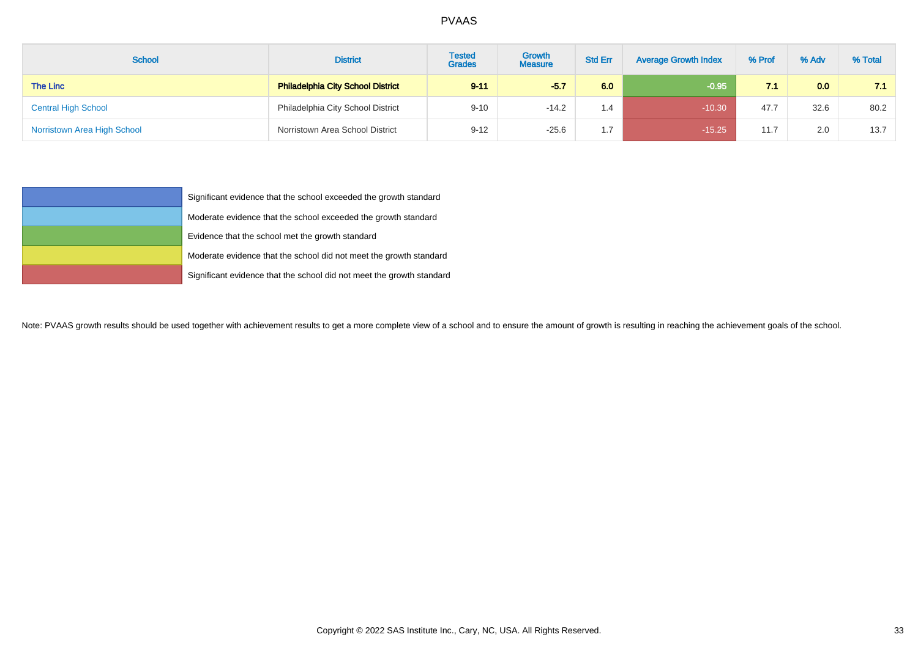# PVAAS

| School | District | Tested Grades | Growth Measure | Std Err | Average Growth Index | % Prof | % Adv | % Total |
|---|---|---|---|---|---|---|---|---|
| **The Linc** | **Philadelphia City School District** | **9-11** | **-5.7** | **6.0** | **-0.95** | **7.1** | **0.0** | **7.1** |
| Central High School | Philadelphia City School District | 9-10 | -14.2 | 1.4 | -10.30 | 47.7 | 32.6 | 80.2 |
| Norristown Area High School | Norristown Area School District | 9-12 | -25.6 | 1.7 | -15.25 | 11.7 | 2.0 | 13.7 |

Significant evidence that the school exceeded the growth standard

Moderate evidence that the school exceeded the growth standard

Evidence that the school met the growth standard

Moderate evidence that the school did not meet the growth standard

Significant evidence that the school did not meet the growth standard

Note: PVAAS growth results should be used together with achievement results to get a more complete view of a school and to ensure the amount of growth is resulting in reaching the achievement goals of the school.

Copyright © 2022 SAS Institute Inc., Cary, NC, USA. All Rights Reserved.